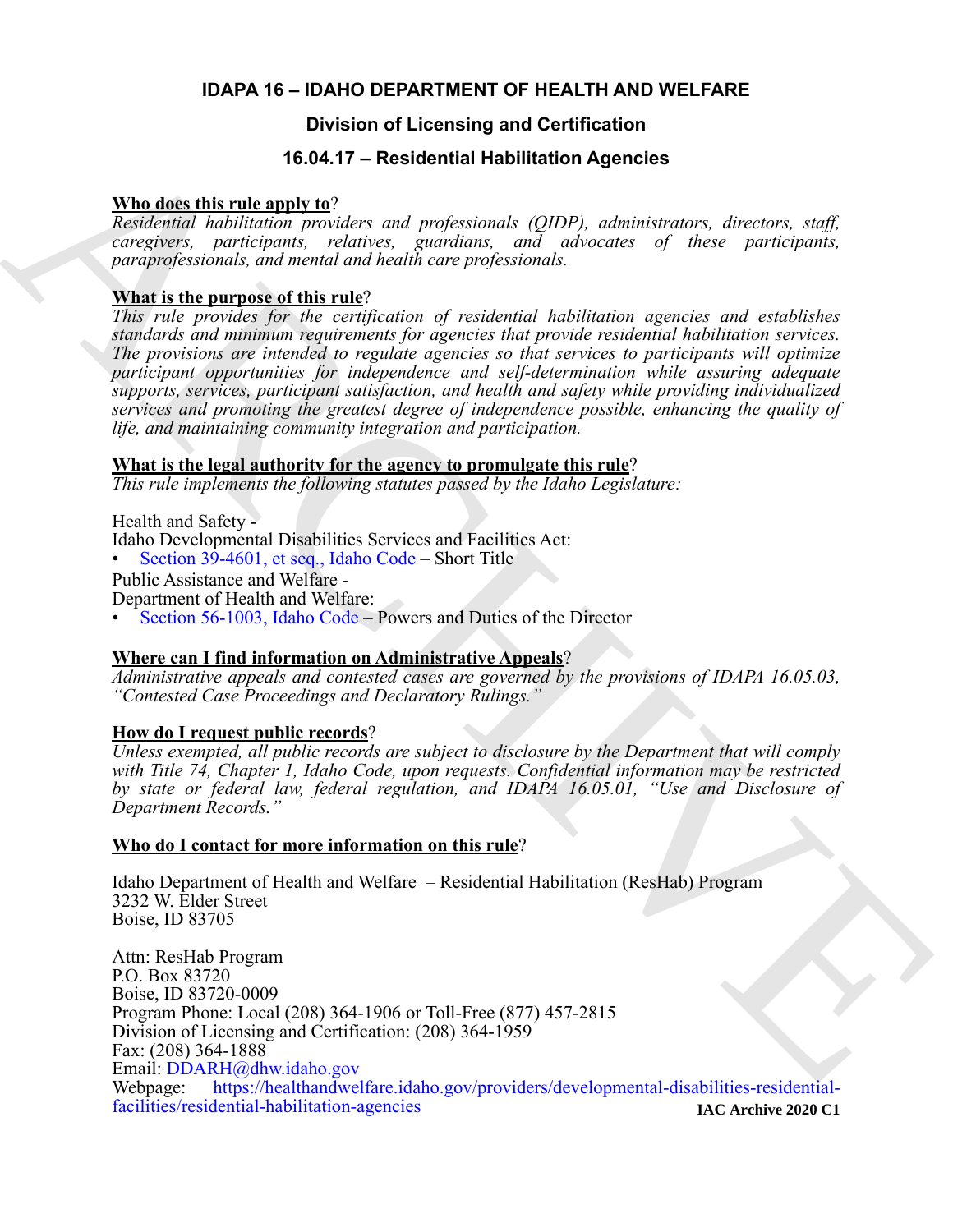# IDAPA 16 – IDAHO DEPARTMENT OF HEALTH AND WELFARE

## Division of Licensing and Certification

## 16.04.17 – Residential Habilitation Agencies

**Who does this rule apply to?**

*Residential habilitation providers and professionals (QIDP), administrators, directors, staff, caregivers, participants, relatives, guardians, and advocates of these participants, paraprofessionals, and mental and health care professionals.*

**What is the purpose of this rule?**

*This rule provides for the certification of residential habilitation agencies and establishes standards and minimum requirements for agencies that provide residential habilitation services. The provisions are intended to regulate agencies so that services to participants will optimize participant opportunities for independence and self-determination while assuring adequate supports, services, participant satisfaction, and health and safety while providing individualized services and promoting the greatest degree of independence possible, enhancing the quality of life, and maintaining community integration and participation.*

**What is the legal authority for the agency to promulgate this rule?**

*This rule implements the following statutes passed by the Idaho Legislature:*

Health and Safety -
Idaho Developmental Disabilities Services and Facilities Act:
- Section 39-4601, et seq., Idaho Code – Short Title

Public Assistance and Welfare -
Department of Health and Welfare:
- Section 56-1003, Idaho Code – Powers and Duties of the Director

**Where can I find information on Administrative Appeals?**

*Administrative appeals and contested cases are governed by the provisions of IDAPA 16.05.03, "Contested Case Proceedings and Declaratory Rulings."*

**How do I request public records?**

*Unless exempted, all public records are subject to disclosure by the Department that will comply with Title 74, Chapter 1, Idaho Code, upon requests. Confidential information may be restricted by state or federal law, federal regulation, and IDAPA 16.05.01, "Use and Disclosure of Department Records."*

**Who do I contact for more information on this rule?**

Idaho Department of Health and Welfare – Residential Habilitation (ResHab) Program
3232 W. Elder Street
Boise, ID 83705

Attn: ResHab Program
P.O. Box 83720
Boise, ID 83720-0009
Program Phone: Local (208) 364-1906 or Toll-Free (877) 457-2815
Division of Licensing and Certification: (208) 364-1959
Fax: (208) 364-1888
Email: DDARH@dhw.idaho.gov
Webpage: https://healthandwelfare.idaho.gov/providers/developmental-disabilities-residential-facilities/residential-habilitation-agencies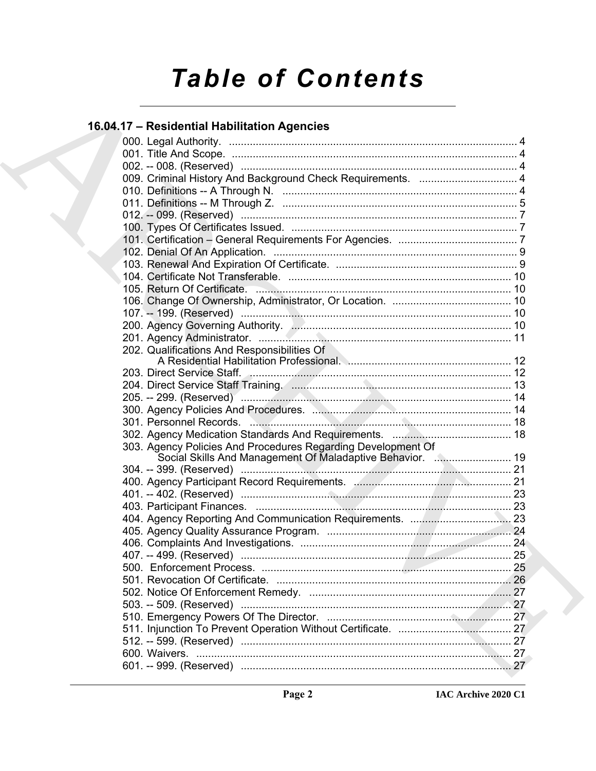# Table of Contents

## 16.04.17 – Residential Habilitation Agencies

000. Legal Authority. ........................................................................................ 4
001. Title And Scope. ........................................................................................ 4
002. -- 008. (Reserved) ........................................................................................ 4
009. Criminal History And Background Check Requirements. ................................. 4
010. Definitions -- A Through N. ........................................................................ 4
011. Definitions -- M Through Z. ........................................................................ 5
012. -- 099. (Reserved) ........................................................................................ 7
100. Types Of Certificates Issued. ........................................................................ 7
101. Certification – General Requirements For Agencies. ........................................ 7
102. Denial Of An Application. ........................................................................ 9
103. Renewal And Expiration Of Certificate. ........................................................ 9
104. Certificate Not Transferable. ........................................................................ 10
105. Return Of Certificate. ........................................................................ 10
106. Change Of Ownership, Administrator, Or Location. ........................................ 10
107. -- 199. (Reserved) ........................................................................................ 10
200. Agency Governing Authority. ........................................................................ 10
201. Agency Administrator. ........................................................................ 11
202. Qualifications And Responsibilities Of A Residential Habilitation Professional. ........ 12
203. Direct Service Staff. ........................................................................ 12
204. Direct Service Staff Training. ........................................................................ 13
205. -- 299. (Reserved) ........................................................................................ 14
300. Agency Policies And Procedures. ........................................................................ 14
301. Personnel Records. ........................................................................ 18
302. Agency Medication Standards And Requirements. ........................................ 18
303. Agency Policies And Procedures Regarding Development Of Social Skills And Management Of Maladaptive Behavior. ........ 19
304. -- 399. (Reserved) ........................................................................................ 21
400. Agency Participant Record Requirements. ........................................................ 21
401. -- 402. (Reserved) ........................................................................................ 23
403. Participant Finances. ........................................................................ 23
404. Agency Reporting And Communication Requirements. ........................................ 23
405. Agency Quality Assurance Program. ........................................................ 24
406. Complaints And Investigations. ........................................................................ 24
407. -- 499. (Reserved) ........................................................................................ 25
500. Enforcement Process. ........................................................................ 25
501. Revocation Of Certificate. ........................................................................ 26
502. Notice Of Enforcement Remedy. ........................................................................ 27
503. -- 509. (Reserved) ........................................................................................ 27
510. Emergency Powers Of The Director. ........................................................ 27
511. Injunction To Prevent Operation Without Certificate. ........................................ 27
512. -- 599. (Reserved) ........................................................................................ 27
600. Waivers. ........................................................................................ 27
601. -- 999. (Reserved) ........................................................................................ 27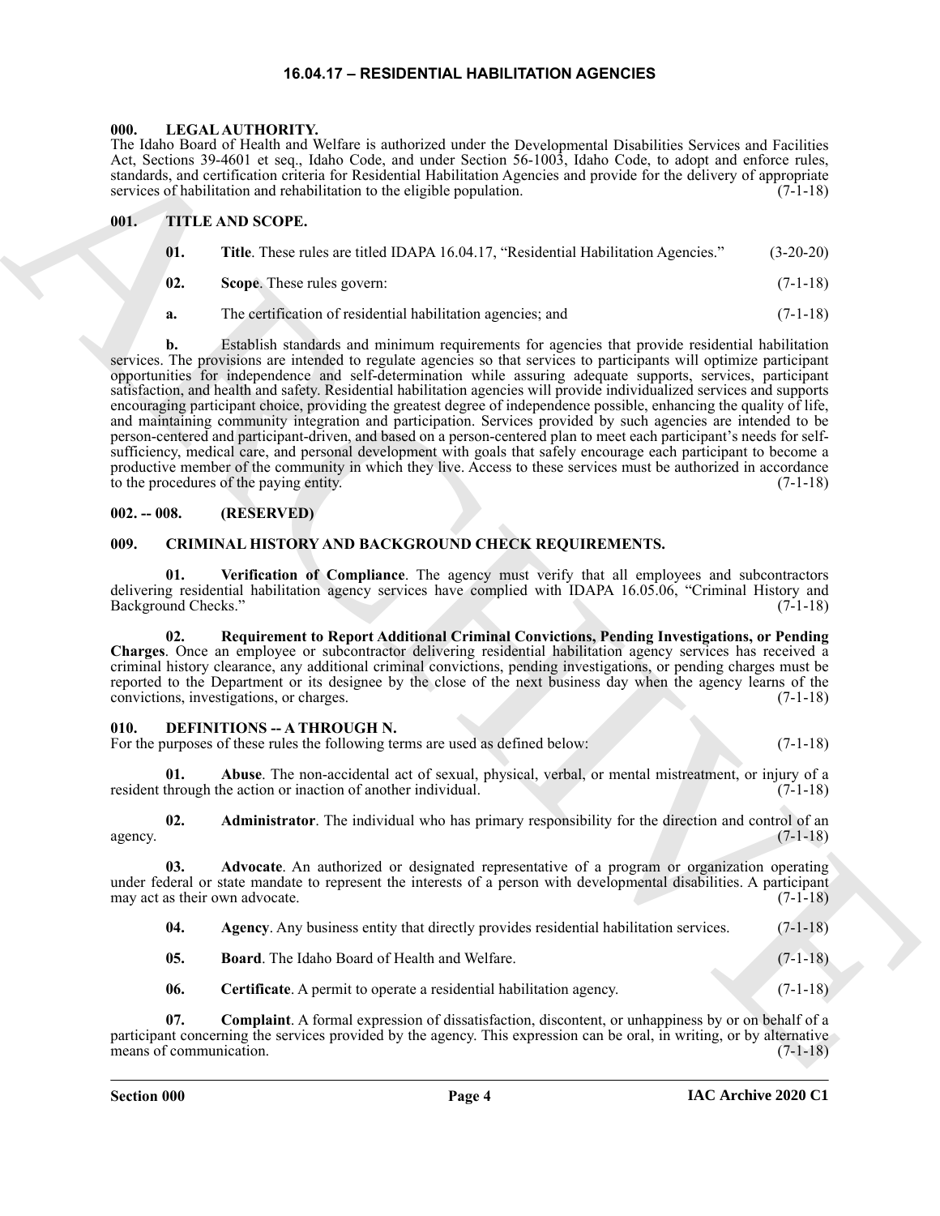# 16.04.17 – RESIDENTIAL HABILITATION AGENCIES

## 000. LEGAL AUTHORITY.

The Idaho Board of Health and Welfare is authorized under the Developmental Disabilities Services and Facilities Act, Sections 39-4601 et seq., Idaho Code, and under Section 56-1003, Idaho Code, to adopt and enforce rules, standards, and certification criteria for Residential Habilitation Agencies and provide for the delivery of appropriate services of habilitation and rehabilitation to the eligible population. (7-1-18)

## 001. TITLE AND SCOPE.

**01. Title**. These rules are titled IDAPA 16.04.17, "Residential Habilitation Agencies." (3-20-20)

**02. Scope**. These rules govern: (7-1-18)

**a.** The certification of residential habilitation agencies; and (7-1-18)

**b.** Establish standards and minimum requirements for agencies that provide residential habilitation services. The provisions are intended to regulate agencies so that services to participants will optimize participant opportunities for independence and self-determination while assuring adequate supports, services, participant satisfaction, and health and safety. Residential habilitation agencies will provide individualized services and supports encouraging participant choice, providing the greatest degree of independence possible, enhancing the quality of life, and maintaining community integration and participation. Services provided by such agencies are intended to be person-centered and participant-driven, and based on a person-centered plan to meet each participant's needs for self-sufficiency, medical care, and personal development with goals that safely encourage each participant to become a productive member of the community in which they live. Access to these services must be authorized in accordance to the procedures of the paying entity. (7-1-18)

## 002. -- 008. (RESERVED)

## 009. CRIMINAL HISTORY AND BACKGROUND CHECK REQUIREMENTS.

**01. Verification of Compliance**. The agency must verify that all employees and subcontractors delivering residential habilitation agency services have complied with IDAPA 16.05.06, "Criminal History and Background Checks." (7-1-18)

**02. Requirement to Report Additional Criminal Convictions, Pending Investigations, or Pending Charges**. Once an employee or subcontractor delivering residential habilitation agency services has received a criminal history clearance, any additional criminal convictions, pending investigations, or pending charges must be reported to the Department or its designee by the close of the next business day when the agency learns of the convictions, investigations, or charges. (7-1-18)

## 010. DEFINITIONS -- A THROUGH N.

For the purposes of these rules the following terms are used as defined below: (7-1-18)

**01. Abuse**. The non-accidental act of sexual, physical, verbal, or mental mistreatment, or injury of a resident through the action or inaction of another individual. (7-1-18)

**02. Administrator**. The individual who has primary responsibility for the direction and control of an agency. (7-1-18)

**03. Advocate**. An authorized or designated representative of a program or organization operating under federal or state mandate to represent the interests of a person with developmental disabilities. A participant may act as their own advocate. (7-1-18)

**04. Agency**. Any business entity that directly provides residential habilitation services. (7-1-18)

**05. Board**. The Idaho Board of Health and Welfare. (7-1-18)

**06. Certificate**. A permit to operate a residential habilitation agency. (7-1-18)

**07. Complaint**. A formal expression of dissatisfaction, discontent, or unhappiness by or on behalf of a participant concerning the services provided by the agency. This expression can be oral, in writing, or by alternative means of communication. (7-1-18)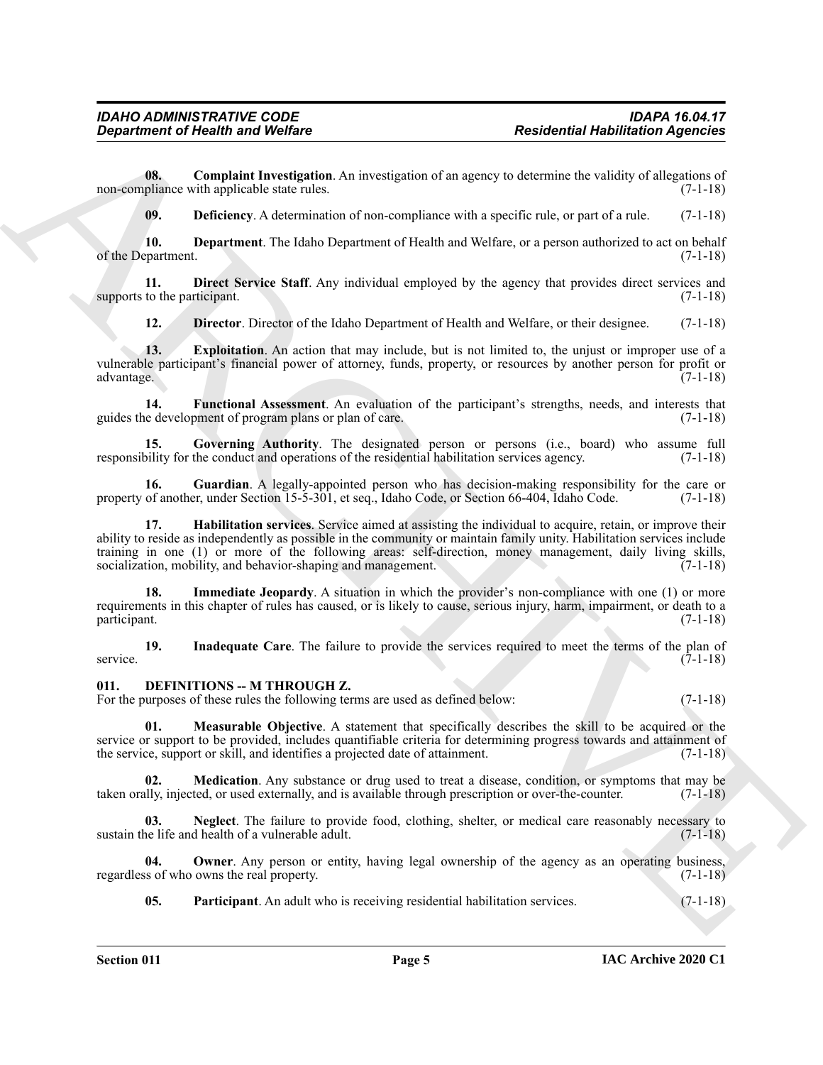**08. Complaint Investigation**. An investigation of an agency to determine the validity of allegations of non-compliance with applicable state rules. (7-1-18)

**09. Deficiency**. A determination of non-compliance with a specific rule, or part of a rule. (7-1-18)

**10. Department**. The Idaho Department of Health and Welfare, or a person authorized to act on behalf of the Department. (7-1-18)

**11. Direct Service Staff**. Any individual employed by the agency that provides direct services and supports to the participant. (7-1-18)

**12. Director**. Director of the Idaho Department of Health and Welfare, or their designee. (7-1-18)

**13. Exploitation**. An action that may include, but is not limited to, the unjust or improper use of a vulnerable participant's financial power of attorney, funds, property, or resources by another person for profit or advantage. (7-1-18)

**14. Functional Assessment**. An evaluation of the participant's strengths, needs, and interests that guides the development of program plans or plan of care. (7-1-18)

**15. Governing Authority**. The designated person or persons (i.e., board) who assume full responsibility for the conduct and operations of the residential habilitation services agency. (7-1-18)

**16. Guardian**. A legally-appointed person who has decision-making responsibility for the care or property of another, under Section 15-5-301, et seq., Idaho Code, or Section 66-404, Idaho Code. (7-1-18)

**17. Habilitation services**. Service aimed at assisting the individual to acquire, retain, or improve their ability to reside as independently as possible in the community or maintain family unity. Habilitation services include training in one (1) or more of the following areas: self-direction, money management, daily living skills, socialization, mobility, and behavior-shaping and management. (7-1-18)

**18. Immediate Jeopardy**. A situation in which the provider's non-compliance with one (1) or more requirements in this chapter of rules has caused, or is likely to cause, serious injury, harm, impairment, or death to a participant. (7-1-18)

**19. Inadequate Care**. The failure to provide the services required to meet the terms of the plan of service. (7-1-18)

### 011. DEFINITIONS -- M THROUGH Z.

For the purposes of these rules the following terms are used as defined below: (7-1-18)

**01. Measurable Objective**. A statement that specifically describes the skill to be acquired or the service or support to be provided, includes quantifiable criteria for determining progress towards and attainment of the service, support or skill, and identifies a projected date of attainment. (7-1-18)

**02. Medication**. Any substance or drug used to treat a disease, condition, or symptoms that may be taken orally, injected, or used externally, and is available through prescription or over-the-counter. (7-1-18)

**03. Neglect**. The failure to provide food, clothing, shelter, or medical care reasonably necessary to sustain the life and health of a vulnerable adult. (7-1-18)

**04. Owner**. Any person or entity, having legal ownership of the agency as an operating business, regardless of who owns the real property. (7-1-18)

**05. Participant**. An adult who is receiving residential habilitation services. (7-1-18)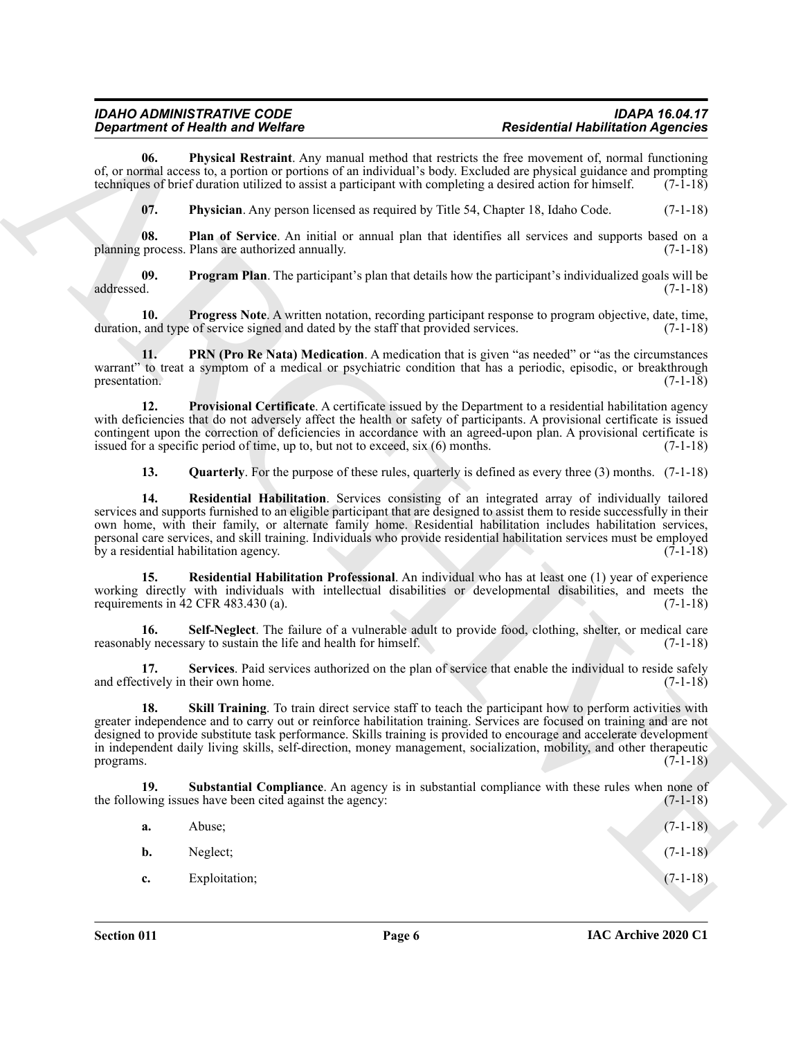**06. Physical Restraint**. Any manual method that restricts the free movement of, normal functioning of, or normal access to, a portion or portions of an individual's body. Excluded are physical guidance and prompting techniques of brief duration utilized to assist a participant with completing a desired action for himself. (7-1-18)

**07. Physician**. Any person licensed as required by Title 54, Chapter 18, Idaho Code. (7-1-18)

**08. Plan of Service**. An initial or annual plan that identifies all services and supports based on a planning process. Plans are authorized annually. (7-1-18)

**09. Program Plan**. The participant's plan that details how the participant's individualized goals will be addressed. (7-1-18)

**10. Progress Note**. A written notation, recording participant response to program objective, date, time, duration, and type of service signed and dated by the staff that provided services. (7-1-18)

**11. PRN (Pro Re Nata) Medication**. A medication that is given "as needed" or "as the circumstances warrant" to treat a symptom of a medical or psychiatric condition that has a periodic, episodic, or breakthrough presentation. (7-1-18)

**12. Provisional Certificate**. A certificate issued by the Department to a residential habilitation agency with deficiencies that do not adversely affect the health or safety of participants. A provisional certificate is issued contingent upon the correction of deficiencies in accordance with an agreed-upon plan. A provisional certificate is issued for a specific period of time, up to, but not to exceed, six (6) months. (7-1-18)

**13. Quarterly**. For the purpose of these rules, quarterly is defined as every three (3) months. (7-1-18)

**14. Residential Habilitation**. Services consisting of an integrated array of individually tailored services and supports furnished to an eligible participant that are designed to assist them to reside successfully in their own home, with their family, or alternate family home. Residential habilitation includes habilitation services, personal care services, and skill training. Individuals who provide residential habilitation services must be employed by a residential habilitation agency. (7-1-18)

**15. Residential Habilitation Professional**. An individual who has at least one (1) year of experience working directly with individuals with intellectual disabilities or developmental disabilities, and meets the requirements in 42 CFR 483.430 (a). (7-1-18)

**16. Self-Neglect**. The failure of a vulnerable adult to provide food, clothing, shelter, or medical care reasonably necessary to sustain the life and health for himself. (7-1-18)

**17. Services**. Paid services authorized on the plan of service that enable the individual to reside safely and effectively in their own home. (7-1-18)

**18. Skill Training**. To train direct service staff to teach the participant how to perform activities with greater independence and to carry out or reinforce habilitation training. Services are focused on training and are not designed to provide substitute task performance. Skills training is provided to encourage and accelerate development in independent daily living skills, self-direction, money management, socialization, mobility, and other therapeutic programs. (7-1-18)

**19. Substantial Compliance**. An agency is in substantial compliance with these rules when none of the following issues have been cited against the agency: (7-1-18)

**a.** Abuse; (7-1-18)

**b.** Neglect; (7-1-18)

**c.** Exploitation; (7-1-18)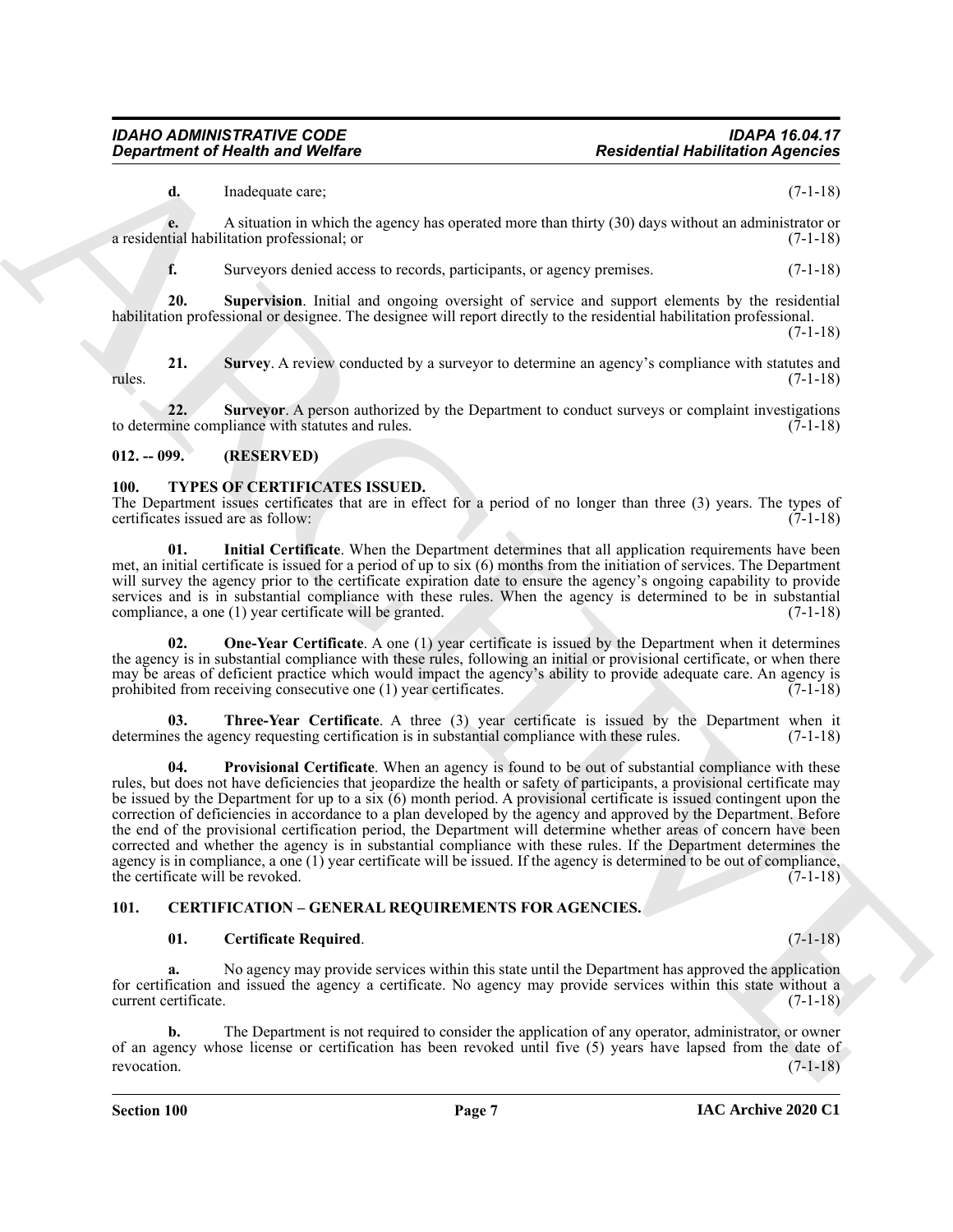**d.** Inadequate care; (7-1-18)

**e.** A situation in which the agency has operated more than thirty (30) days without an administrator or a residential habilitation professional; or (7-1-18)

**f.** Surveyors denied access to records, participants, or agency premises. (7-1-18)

**20. Supervision**. Initial and ongoing oversight of service and support elements by the residential habilitation professional or designee. The designee will report directly to the residential habilitation professional. (7-1-18)

**21. Survey**. A review conducted by a surveyor to determine an agency's compliance with statutes and rules. (7-1-18)

**22. Surveyor**. A person authorized by the Department to conduct surveys or complaint investigations to determine compliance with statutes and rules. (7-1-18)

### 012. -- 099. (RESERVED)

### 100. TYPES OF CERTIFICATES ISSUED.

The Department issues certificates that are in effect for a period of no longer than three (3) years. The types of certificates issued are as follow: (7-1-18)

**01. Initial Certificate**. When the Department determines that all application requirements have been met, an initial certificate is issued for a period of up to six (6) months from the initiation of services. The Department will survey the agency prior to the certificate expiration date to ensure the agency's ongoing capability to provide services and is in substantial compliance with these rules. When the agency is determined to be in substantial compliance, a one (1) year certificate will be granted. (7-1-18)

**02. One-Year Certificate**. A one (1) year certificate is issued by the Department when it determines the agency is in substantial compliance with these rules, following an initial or provisional certificate, or when there may be areas of deficient practice which would impact the agency's ability to provide adequate care. An agency is prohibited from receiving consecutive one (1) year certificates. (7-1-18)

**03. Three-Year Certificate**. A three (3) year certificate is issued by the Department when it determines the agency requesting certification is in substantial compliance with these rules. (7-1-18)

**04. Provisional Certificate**. When an agency is found to be out of substantial compliance with these rules, but does not have deficiencies that jeopardize the health or safety of participants, a provisional certificate may be issued by the Department for up to a six (6) month period. A provisional certificate is issued contingent upon the correction of deficiencies in accordance to a plan developed by the agency and approved by the Department. Before the end of the provisional certification period, the Department will determine whether areas of concern have been corrected and whether the agency is in substantial compliance with these rules. If the Department determines the agency is in compliance, a one (1) year certificate will be issued. If the agency is determined to be out of compliance, the certificate will be revoked. (7-1-18)

### 101. CERTIFICATION – GENERAL REQUIREMENTS FOR AGENCIES.

**01. Certificate Required**. (7-1-18)

**a.** No agency may provide services within this state until the Department has approved the application for certification and issued the agency a certificate. No agency may provide services within this state without a current certificate. (7-1-18)

**b.** The Department is not required to consider the application of any operator, administrator, or owner of an agency whose license or certification has been revoked until five (5) years have lapsed from the date of revocation. (7-1-18)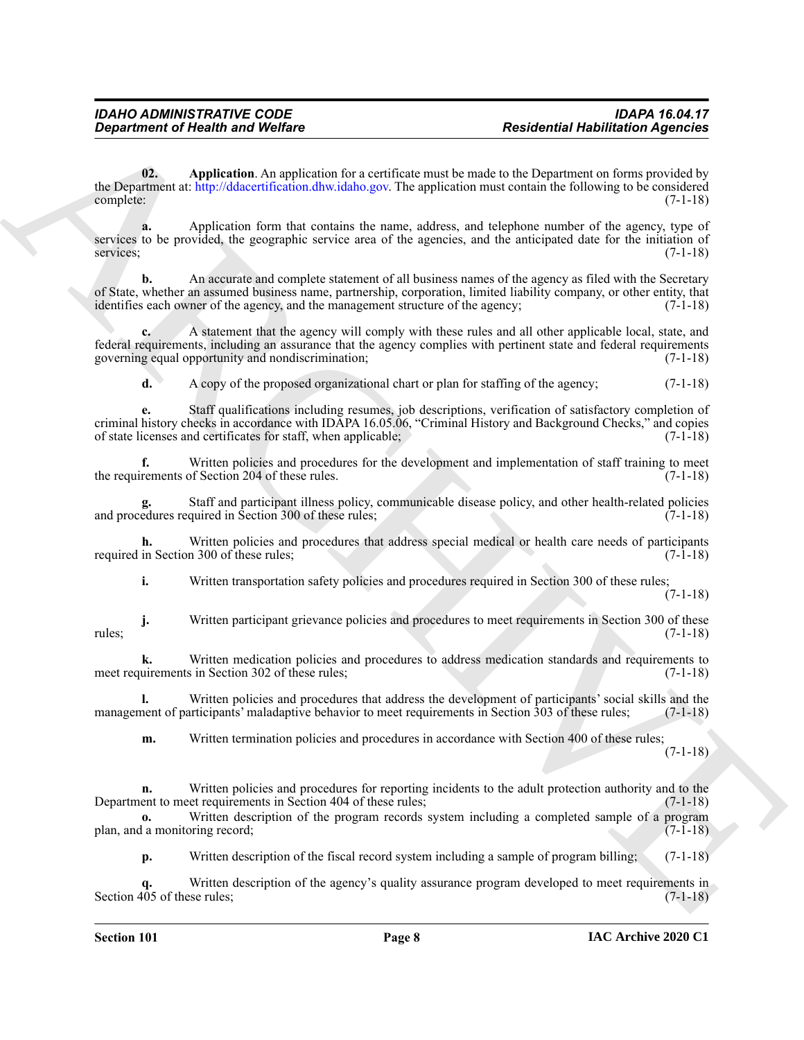**02. Application**. An application for a certificate must be made to the Department on forms provided by the Department at: http://ddacertification.dhw.idaho.gov. The application must contain the following to be considered complete: (7-1-18)

**a.** Application form that contains the name, address, and telephone number of the agency, type of services to be provided, the geographic service area of the agencies, and the anticipated date for the initiation of services; (7-1-18)

**b.** An accurate and complete statement of all business names of the agency as filed with the Secretary of State, whether an assumed business name, partnership, corporation, limited liability company, or other entity, that identifies each owner of the agency, and the management structure of the agency; (7-1-18)

**c.** A statement that the agency will comply with these rules and all other applicable local, state, and federal requirements, including an assurance that the agency complies with pertinent state and federal requirements governing equal opportunity and nondiscrimination; (7-1-18)

**d.** A copy of the proposed organizational chart or plan for staffing of the agency; (7-1-18)

**e.** Staff qualifications including resumes, job descriptions, verification of satisfactory completion of criminal history checks in accordance with IDAPA 16.05.06, "Criminal History and Background Checks," and copies of state licenses and certificates for staff, when applicable; (7-1-18)

**f.** Written policies and procedures for the development and implementation of staff training to meet the requirements of Section 204 of these rules. (7-1-18)

**g.** Staff and participant illness policy, communicable disease policy, and other health-related policies and procedures required in Section 300 of these rules; (7-1-18)

**h.** Written policies and procedures that address special medical or health care needs of participants required in Section 300 of these rules; (7-1-18)

**i.** Written transportation safety policies and procedures required in Section 300 of these rules; (7-1-18)

**j.** Written participant grievance policies and procedures to meet requirements in Section 300 of these rules; (7-1-18)

**k.** Written medication policies and procedures to address medication standards and requirements to meet requirements in Section 302 of these rules; (7-1-18)

**l.** Written policies and procedures that address the development of participants' social skills and the management of participants' maladaptive behavior to meet requirements in Section 303 of these rules; (7-1-18)

**m.** Written termination policies and procedures in accordance with Section 400 of these rules; (7-1-18)

**n.** Written policies and procedures for reporting incidents to the adult protection authority and to the Department to meet requirements in Section 404 of these rules; (7-1-18)

**o.** Written description of the program records system including a completed sample of a program plan, and a monitoring record; (7-1-18)

**p.** Written description of the fiscal record system including a sample of program billing; (7-1-18)

**q.** Written description of the agency's quality assurance program developed to meet requirements in Section 405 of these rules; (7-1-18)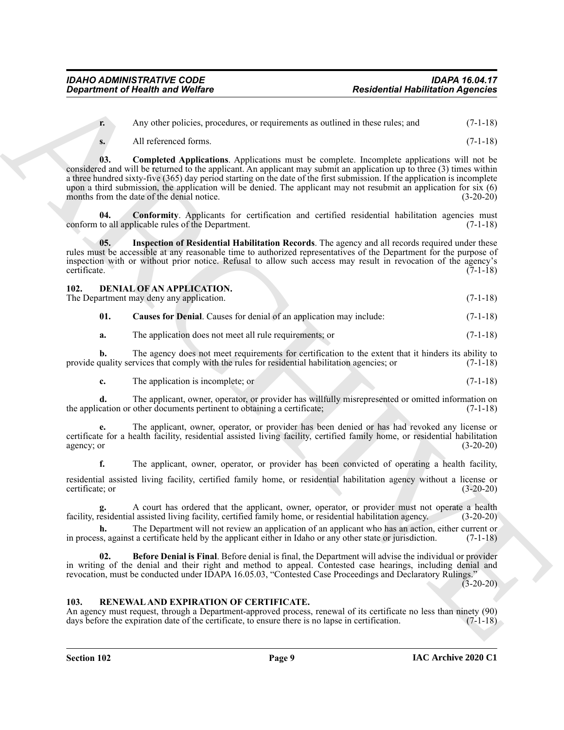**r.** Any other policies, procedures, or requirements as outlined in these rules; and (7-1-18)

**s.** All referenced forms. (7-1-18)

**03. Completed Applications**. Applications must be complete. Incomplete applications will not be considered and will be returned to the applicant. An applicant may submit an application up to three (3) times within a three hundred sixty-five (365) day period starting on the date of the first submission. If the application is incomplete upon a third submission, the application will be denied. The applicant may not resubmit an application for six (6) months from the date of the denial notice. (3-20-20)

**04. Conformity**. Applicants for certification and certified residential habilitation agencies must conform to all applicable rules of the Department. (7-1-18)

**05. Inspection of Residential Habilitation Records**. The agency and all records required under these rules must be accessible at any reasonable time to authorized representatives of the Department for the purpose of inspection with or without prior notice. Refusal to allow such access may result in revocation of the agency's certificate. (7-1-18)

## 102. DENIAL OF AN APPLICATION.

The Department may deny any application. (7-1-18)

**01. Causes for Denial**. Causes for denial of an application may include: (7-1-18)

**a.** The application does not meet all rule requirements; or (7-1-18)

**b.** The agency does not meet requirements for certification to the extent that it hinders its ability to provide quality services that comply with the rules for residential habilitation agencies; or (7-1-18)

**c.** The application is incomplete; or (7-1-18)

**d.** The applicant, owner, operator, or provider has willfully misrepresented or omitted information on the application or other documents pertinent to obtaining a certificate; (7-1-18)

**e.** The applicant, owner, operator, or provider has been denied or has had revoked any license or certificate for a health facility, residential assisted living facility, certified family home, or residential habilitation agency; or (3-20-20)

**f.** The applicant, owner, operator, or provider has been convicted of operating a health facility, residential assisted living facility, certified family home, or residential habilitation agency without a license or certificate; or (3-20-20)

**g.** A court has ordered that the applicant, owner, operator, or provider must not operate a health facility, residential assisted living facility, certified family home, or residential habilitation agency. (3-20-20)

**h.** The Department will not review an application of an applicant who has an action, either current or in process, against a certificate held by the applicant either in Idaho or any other state or jurisdiction. (7-1-18)

**02. Before Denial is Final**. Before denial is final, the Department will advise the individual or provider in writing of the denial and their right and method to appeal. Contested case hearings, including denial and revocation, must be conducted under IDAPA 16.05.03, "Contested Case Proceedings and Declaratory Rulings." (3-20-20)

## 103. RENEWAL AND EXPIRATION OF CERTIFICATE.

An agency must request, through a Department-approved process, renewal of its certificate no less than ninety (90) days before the expiration date of the certificate, to ensure there is no lapse in certification. (7-1-18)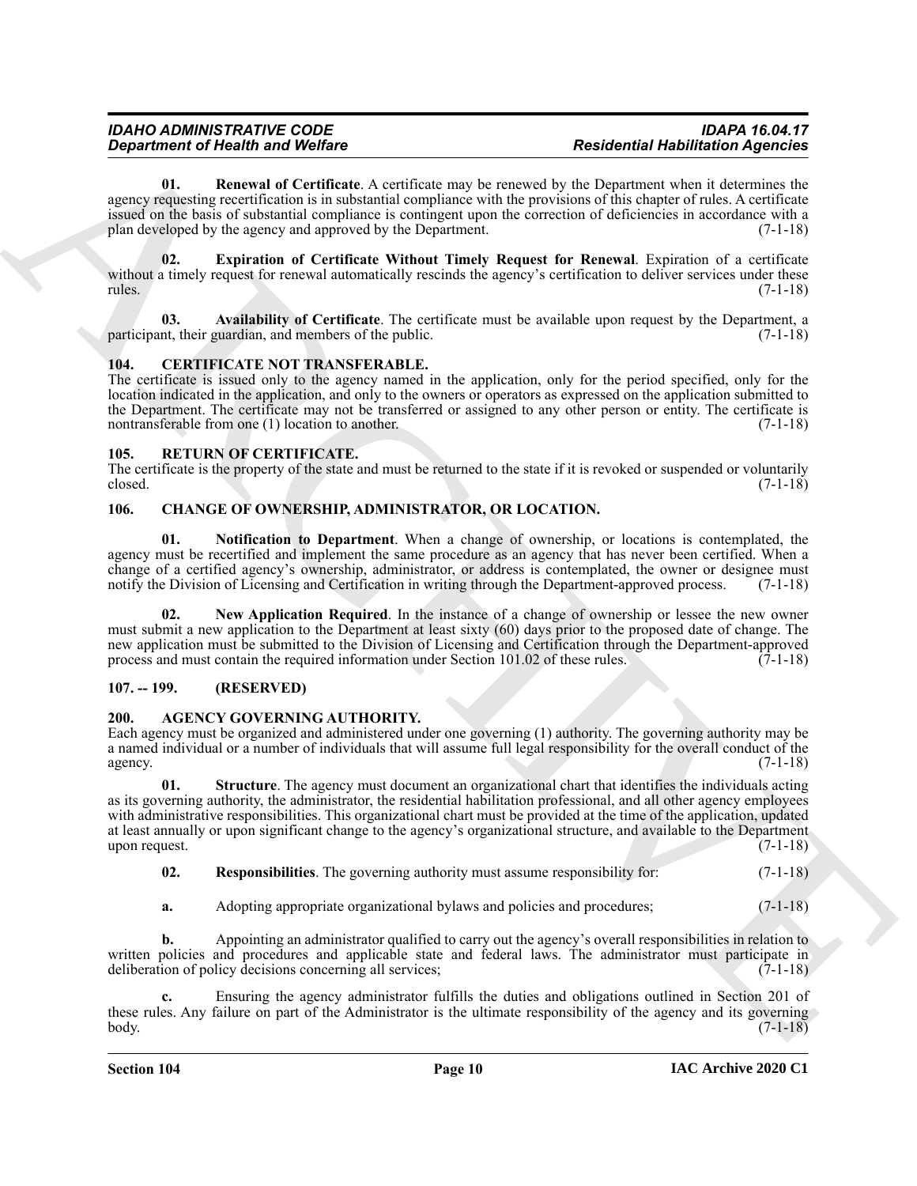**01. Renewal of Certificate**. A certificate may be renewed by the Department when it determines the agency requesting recertification is in substantial compliance with the provisions of this chapter of rules. A certificate issued on the basis of substantial compliance is contingent upon the correction of deficiencies in accordance with a plan developed by the agency and approved by the Department. (7-1-18)

**02. Expiration of Certificate Without Timely Request for Renewal**. Expiration of a certificate without a timely request for renewal automatically rescinds the agency's certification to deliver services under these rules. (7-1-18)

**03. Availability of Certificate**. The certificate must be available upon request by the Department, a participant, their guardian, and members of the public. (7-1-18)

## 104. CERTIFICATE NOT TRANSFERABLE.

The certificate is issued only to the agency named in the application, only for the period specified, only for the location indicated in the application, and only to the owners or operators as expressed on the application submitted to the Department. The certificate may not be transferred or assigned to any other person or entity. The certificate is nontransferable from one (1) location to another. (7-1-18)

## 105. RETURN OF CERTIFICATE.

The certificate is the property of the state and must be returned to the state if it is revoked or suspended or voluntarily closed. (7-1-18)

## 106. CHANGE OF OWNERSHIP, ADMINISTRATOR, OR LOCATION.

**01. Notification to Department**. When a change of ownership, or locations is contemplated, the agency must be recertified and implement the same procedure as an agency that has never been certified. When a change of a certified agency's ownership, administrator, or address is contemplated, the owner or designee must notify the Division of Licensing and Certification in writing through the Department-approved process. (7-1-18)

**02. New Application Required**. In the instance of a change of ownership or lessee the new owner must submit a new application to the Department at least sixty (60) days prior to the proposed date of change. The new application must be submitted to the Division of Licensing and Certification through the Department-approved process and must contain the required information under Section 101.02 of these rules. (7-1-18)

## 107. -- 199. (RESERVED)

## 200. AGENCY GOVERNING AUTHORITY.

Each agency must be organized and administered under one governing (1) authority. The governing authority may be a named individual or a number of individuals that will assume full legal responsibility for the overall conduct of the agency. (7-1-18)

**01. Structure**. The agency must document an organizational chart that identifies the individuals acting as its governing authority, the administrator, the residential habilitation professional, and all other agency employees with administrative responsibilities. This organizational chart must be provided at the time of the application, updated at least annually or upon significant change to the agency's organizational structure, and available to the Department upon request. (7-1-18)

**02. Responsibilities**. The governing authority must assume responsibility for: (7-1-18)

**a.** Adopting appropriate organizational bylaws and policies and procedures; (7-1-18)

**b.** Appointing an administrator qualified to carry out the agency's overall responsibilities in relation to written policies and procedures and applicable state and federal laws. The administrator must participate in deliberation of policy decisions concerning all services; (7-1-18)

**c.** Ensuring the agency administrator fulfills the duties and obligations outlined in Section 201 of these rules. Any failure on part of the Administrator is the ultimate responsibility of the agency and its governing body. (7-1-18)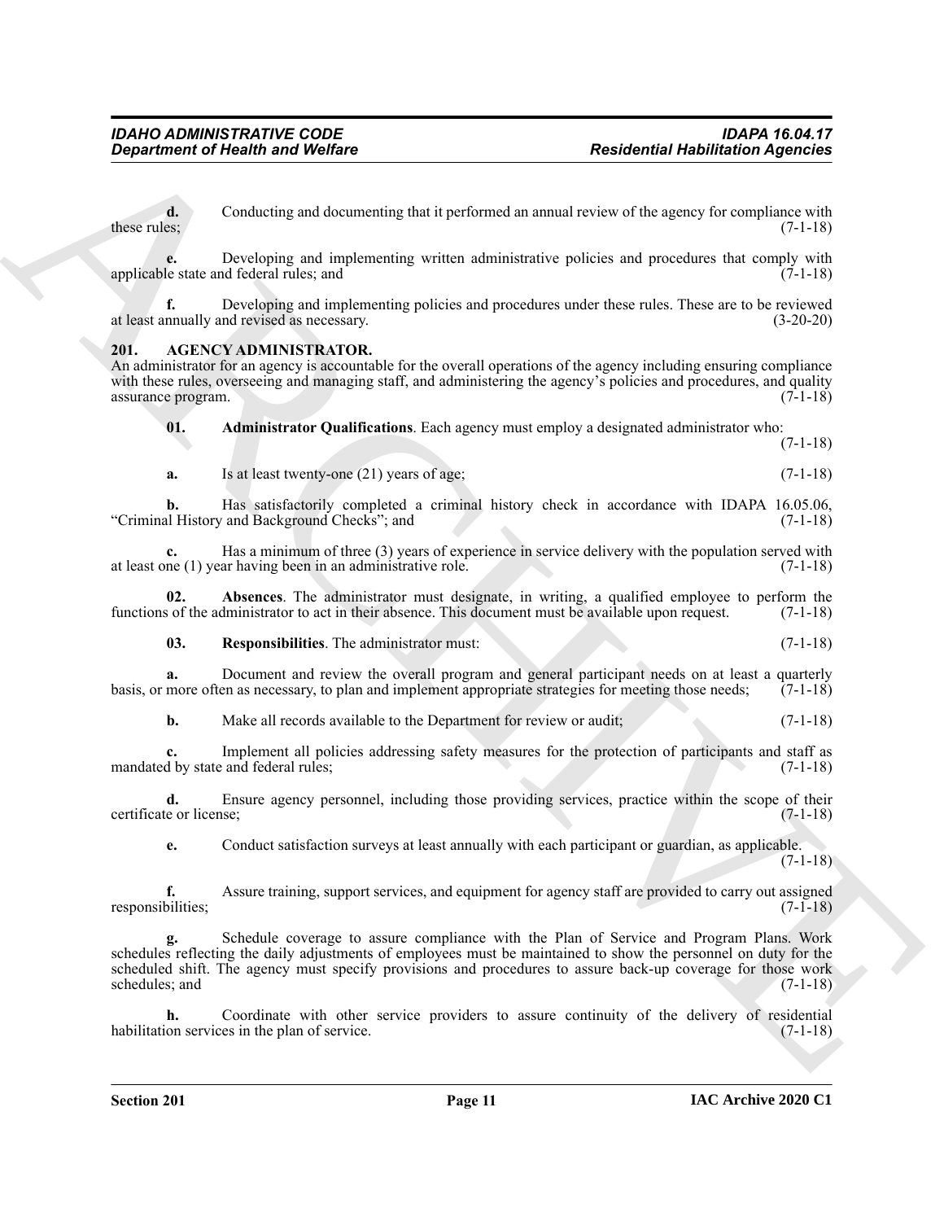**d.** Conducting and documenting that it performed an annual review of the agency for compliance with these rules; (7-1-18)

**e.** Developing and implementing written administrative policies and procedures that comply with applicable state and federal rules; and (7-1-18)

**f.** Developing and implementing policies and procedures under these rules. These are to be reviewed at least annually and revised as necessary. (3-20-20)

## 201. AGENCY ADMINISTRATOR.

An administrator for an agency is accountable for the overall operations of the agency including ensuring compliance with these rules, overseeing and managing staff, and administering the agency's policies and procedures, and quality assurance program. (7-1-18)

**01. Administrator Qualifications**. Each agency must employ a designated administrator who: (7-1-18)

**a.** Is at least twenty-one (21) years of age; (7-1-18)

**b.** Has satisfactorily completed a criminal history check in accordance with IDAPA 16.05.06, "Criminal History and Background Checks"; and (7-1-18)

**c.** Has a minimum of three (3) years of experience in service delivery with the population served with at least one (1) year having been in an administrative role. (7-1-18)

**02. Absences**. The administrator must designate, in writing, a qualified employee to perform the functions of the administrator to act in their absence. This document must be available upon request. (7-1-18)

**03. Responsibilities**. The administrator must: (7-1-18)

**a.** Document and review the overall program and general participant needs on at least a quarterly basis, or more often as necessary, to plan and implement appropriate strategies for meeting those needs; (7-1-18)

**b.** Make all records available to the Department for review or audit; (7-1-18)

**c.** Implement all policies addressing safety measures for the protection of participants and staff as mandated by state and federal rules; (7-1-18)

**d.** Ensure agency personnel, including those providing services, practice within the scope of their certificate or license; (7-1-18)

**e.** Conduct satisfaction surveys at least annually with each participant or guardian, as applicable. (7-1-18)

**f.** Assure training, support services, and equipment for agency staff are provided to carry out assigned responsibilities; (7-1-18)

**g.** Schedule coverage to assure compliance with the Plan of Service and Program Plans. Work schedules reflecting the daily adjustments of employees must be maintained to show the personnel on duty for the scheduled shift. The agency must specify provisions and procedures to assure back-up coverage for those work schedules; and (7-1-18)

**h.** Coordinate with other service providers to assure continuity of the delivery of residential habilitation services in the plan of service. (7-1-18)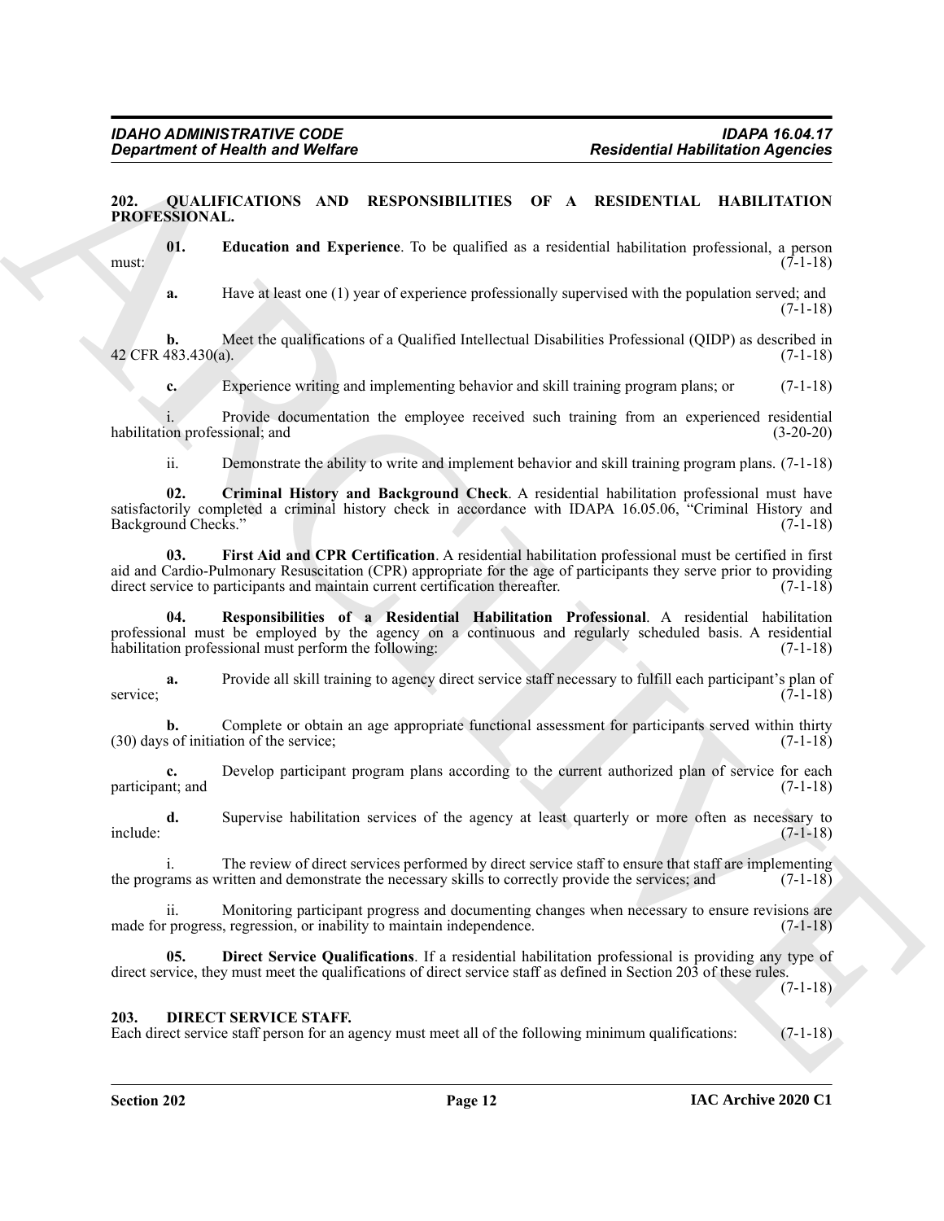## 202. QUALIFICATIONS AND RESPONSIBILITIES OF A RESIDENTIAL HABILITATION PROFESSIONAL.

**01. Education and Experience**. To be qualified as a residential habilitation professional, a person must: (7-1-18)

**a.** Have at least one (1) year of experience professionally supervised with the population served; and (7-1-18)

**b.** Meet the qualifications of a Qualified Intellectual Disabilities Professional (QIDP) as described in 42 CFR 483.430(a). (7-1-18)

**c.** Experience writing and implementing behavior and skill training program plans; or (7-1-18)

i. Provide documentation the employee received such training from an experienced residential habilitation professional; and (3-20-20)

ii. Demonstrate the ability to write and implement behavior and skill training program plans. (7-1-18)

**02. Criminal History and Background Check**. A residential habilitation professional must have satisfactorily completed a criminal history check in accordance with IDAPA 16.05.06, "Criminal History and Background Checks." (7-1-18)

**03. First Aid and CPR Certification**. A residential habilitation professional must be certified in first aid and Cardio-Pulmonary Resuscitation (CPR) appropriate for the age of participants they serve prior to providing direct service to participants and maintain current certification thereafter. (7-1-18)

**04. Responsibilities of a Residential Habilitation Professional**. A residential habilitation professional must be employed by the agency on a continuous and regularly scheduled basis. A residential habilitation professional must perform the following: (7-1-18)

**a.** Provide all skill training to agency direct service staff necessary to fulfill each participant's plan of service; (7-1-18)

**b.** Complete or obtain an age appropriate functional assessment for participants served within thirty (30) days of initiation of the service; (7-1-18)

**c.** Develop participant program plans according to the current authorized plan of service for each participant; and (7-1-18)

**d.** Supervise habilitation services of the agency at least quarterly or more often as necessary to include: (7-1-18)

i. The review of direct services performed by direct service staff to ensure that staff are implementing the programs as written and demonstrate the necessary skills to correctly provide the services; and (7-1-18)

ii. Monitoring participant progress and documenting changes when necessary to ensure revisions are made for progress, regression, or inability to maintain independence. (7-1-18)

**05. Direct Service Qualifications**. If a residential habilitation professional is providing any type of direct service, they must meet the qualifications of direct service staff as defined in Section 203 of these rules. (7-1-18)

## 203. DIRECT SERVICE STAFF.

Each direct service staff person for an agency must meet all of the following minimum qualifications: (7-1-18)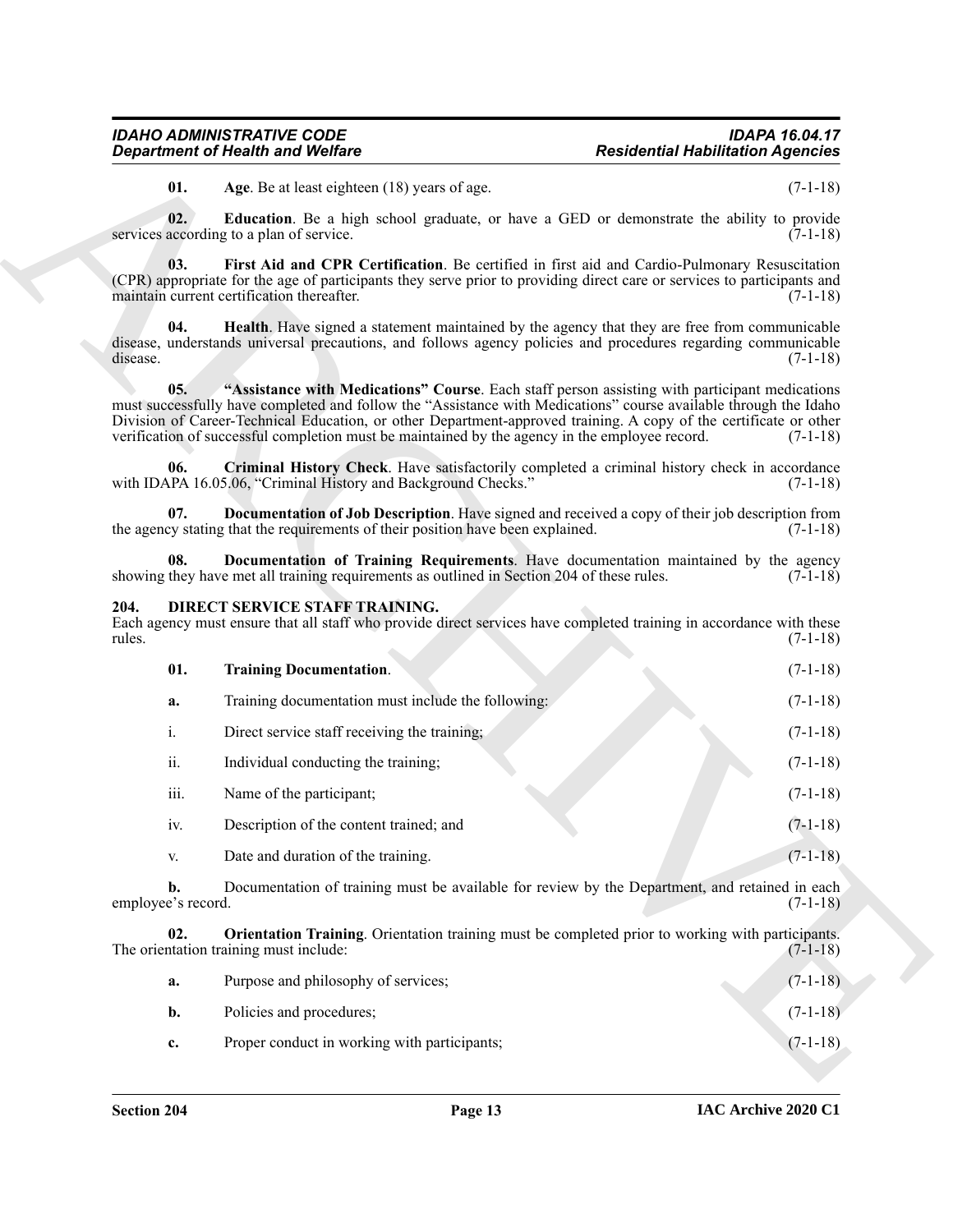**01. Age**. Be at least eighteen (18) years of age. (7-1-18)

**02. Education**. Be a high school graduate, or have a GED or demonstrate the ability to provide services according to a plan of service. (7-1-18)

**03. First Aid and CPR Certification**. Be certified in first aid and Cardio-Pulmonary Resuscitation (CPR) appropriate for the age of participants they serve prior to providing direct care or services to participants and maintain current certification thereafter. (7-1-18)

**04. Health**. Have signed a statement maintained by the agency that they are free from communicable disease, understands universal precautions, and follows agency policies and procedures regarding communicable disease. (7-1-18)

**05. "Assistance with Medications" Course**. Each staff person assisting with participant medications must successfully have completed and follow the "Assistance with Medications" course available through the Idaho Division of Career-Technical Education, or other Department-approved training. A copy of the certificate or other verification of successful completion must be maintained by the agency in the employee record. (7-1-18)

**06. Criminal History Check**. Have satisfactorily completed a criminal history check in accordance with IDAPA 16.05.06, "Criminal History and Background Checks." (7-1-18)

**07. Documentation of Job Description**. Have signed and received a copy of their job description from the agency stating that the requirements of their position have been explained. (7-1-18)

**08. Documentation of Training Requirements**. Have documentation maintained by the agency showing they have met all training requirements as outlined in Section 204 of these rules. (7-1-18)

## 204. DIRECT SERVICE STAFF TRAINING.

Each agency must ensure that all staff who provide direct services have completed training in accordance with these rules. (7-1-18)

**01. Training Documentation**. (7-1-18)

**a.** Training documentation must include the following: (7-1-18)

i. Direct service staff receiving the training; (7-1-18)

ii. Individual conducting the training; (7-1-18)

iii. Name of the participant; (7-1-18)

iv. Description of the content trained; and (7-1-18)

v. Date and duration of the training. (7-1-18)

**b.** Documentation of training must be available for review by the Department, and retained in each employee's record. (7-1-18)

**02. Orientation Training**. Orientation training must be completed prior to working with participants. The orientation training must include: (7-1-18)

**a.** Purpose and philosophy of services; (7-1-18)

**b.** Policies and procedures; (7-1-18)

**c.** Proper conduct in working with participants; (7-1-18)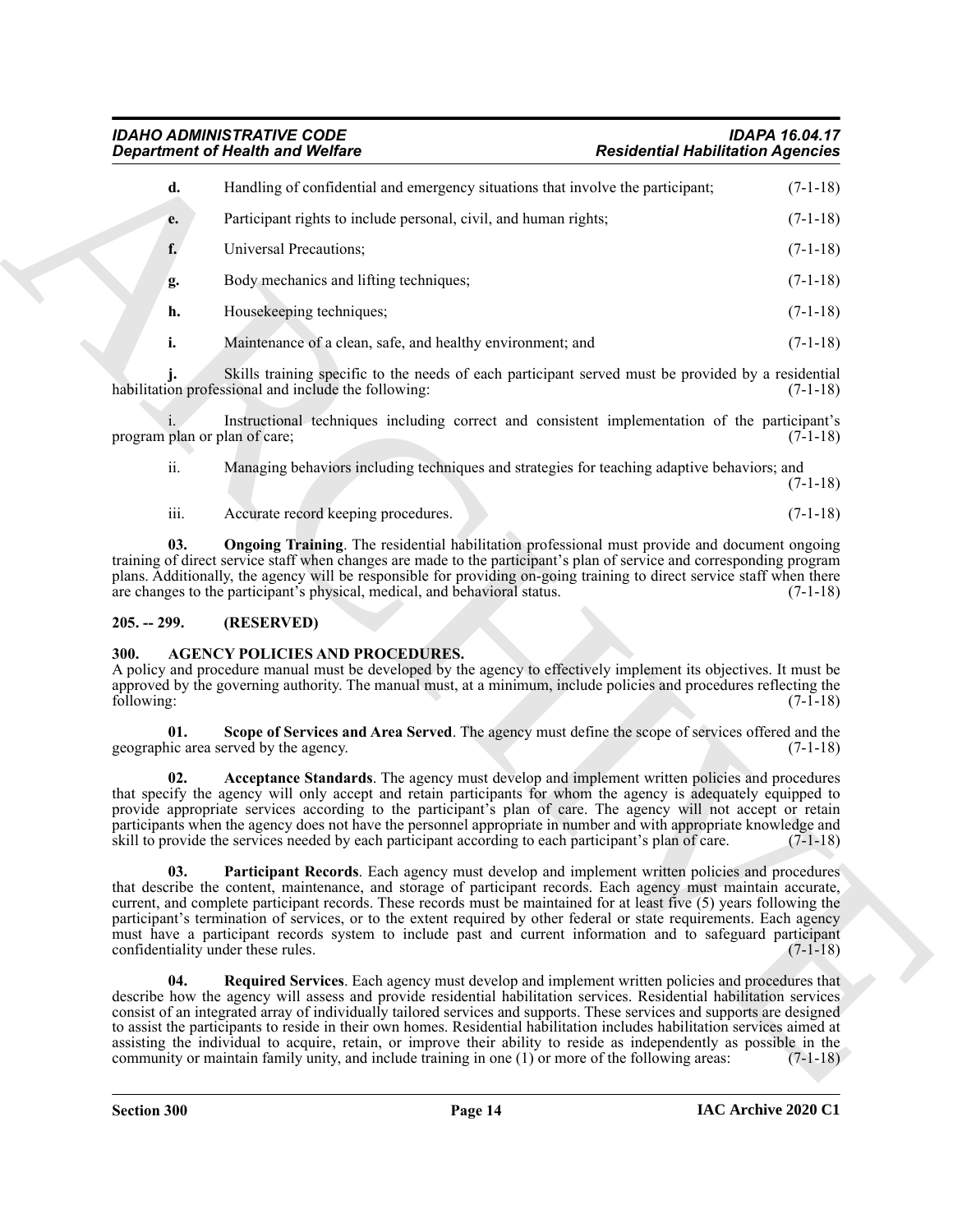**d.** Handling of confidential and emergency situations that involve the participant; (7-1-18)

**e.** Participant rights to include personal, civil, and human rights; (7-1-18)

**f.** Universal Precautions; (7-1-18)

**g.** Body mechanics and lifting techniques; (7-1-18)

**h.** Housekeeping techniques; (7-1-18)

**i.** Maintenance of a clean, safe, and healthy environment; and (7-1-18)

**j.** Skills training specific to the needs of each participant served must be provided by a residential habilitation professional and include the following: (7-1-18)

i. Instructional techniques including correct and consistent implementation of the participant's program plan or plan of care; (7-1-18)

ii. Managing behaviors including techniques and strategies for teaching adaptive behaviors; and (7-1-18)

iii. Accurate record keeping procedures. (7-1-18)

**03. Ongoing Training**. The residential habilitation professional must provide and document ongoing training of direct service staff when changes are made to the participant's plan of service and corresponding program plans. Additionally, the agency will be responsible for providing on-going training to direct service staff when there are changes to the participant's physical, medical, and behavioral status. (7-1-18)

## 205. -- 299. (RESERVED)

## 300. AGENCY POLICIES AND PROCEDURES.

A policy and procedure manual must be developed by the agency to effectively implement its objectives. It must be approved by the governing authority. The manual must, at a minimum, include policies and procedures reflecting the following: (7-1-18)

**01. Scope of Services and Area Served**. The agency must define the scope of services offered and the geographic area served by the agency. (7-1-18)

**02. Acceptance Standards**. The agency must develop and implement written policies and procedures that specify the agency will only accept and retain participants for whom the agency is adequately equipped to provide appropriate services according to the participant's plan of care. The agency will not accept or retain participants when the agency does not have the personnel appropriate in number and with appropriate knowledge and skill to provide the services needed by each participant according to each participant's plan of care. (7-1-18)

**03. Participant Records**. Each agency must develop and implement written policies and procedures that describe the content, maintenance, and storage of participant records. Each agency must maintain accurate, current, and complete participant records. These records must be maintained for at least five (5) years following the participant's termination of services, or to the extent required by other federal or state requirements. Each agency must have a participant records system to include past and current information and to safeguard participant confidentiality under these rules. (7-1-18)

**04. Required Services**. Each agency must develop and implement written policies and procedures that describe how the agency will assess and provide residential habilitation services. Residential habilitation services consist of an integrated array of individually tailored services and supports. These services and supports are designed to assist the participants to reside in their own homes. Residential habilitation includes habilitation services aimed at assisting the individual to acquire, retain, or improve their ability to reside as independently as possible in the community or maintain family unity, and include training in one (1) or more of the following areas: (7-1-18)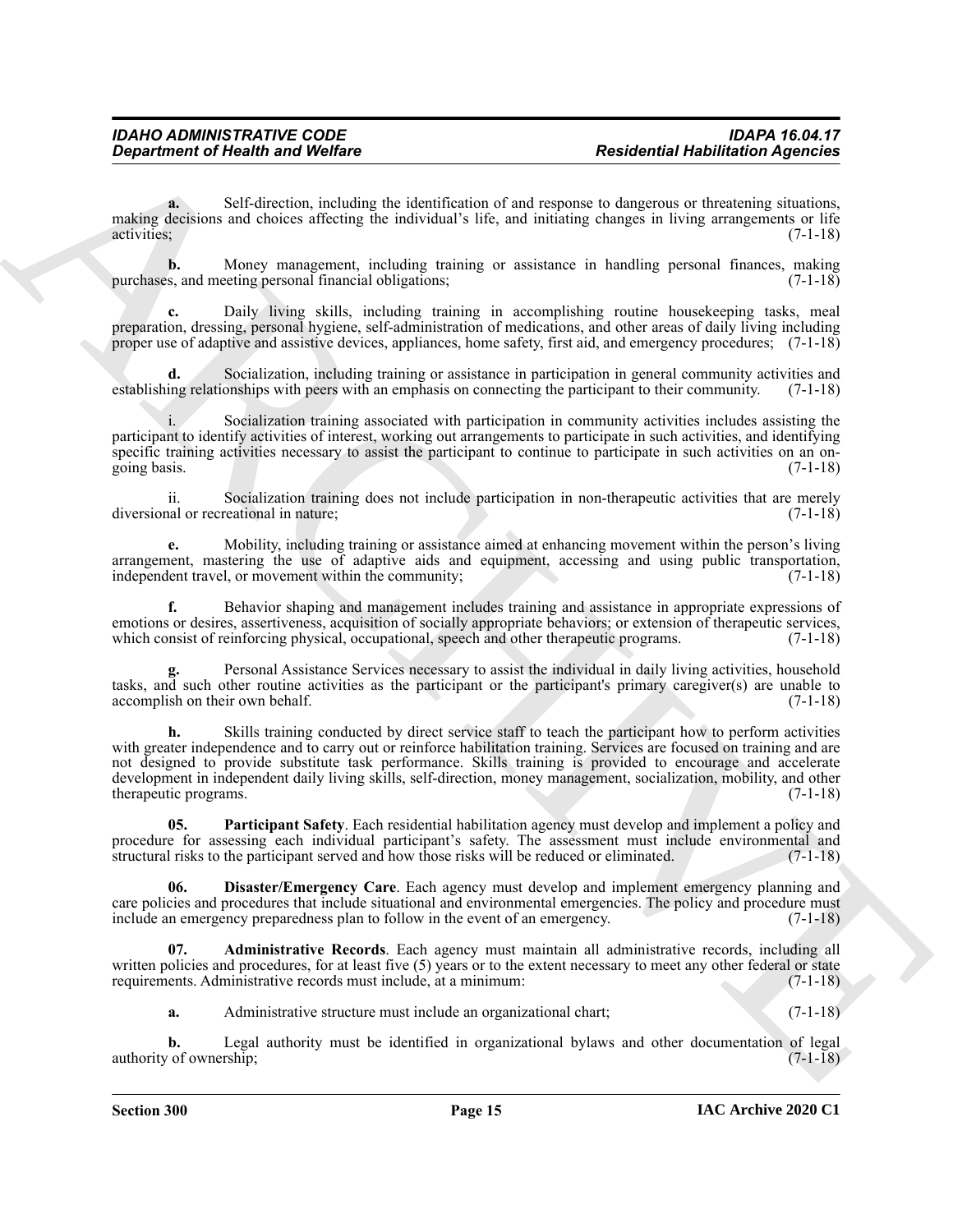**a.** Self-direction, including the identification of and response to dangerous or threatening situations, making decisions and choices affecting the individual's life, and initiating changes in living arrangements or life activities; (7-1-18)

**b.** Money management, including training or assistance in handling personal finances, making purchases, and meeting personal financial obligations; (7-1-18)

**c.** Daily living skills, including training in accomplishing routine housekeeping tasks, meal preparation, dressing, personal hygiene, self-administration of medications, and other areas of daily living including proper use of adaptive and assistive devices, appliances, home safety, first aid, and emergency procedures; (7-1-18)

**d.** Socialization, including training or assistance in participation in general community activities and establishing relationships with peers with an emphasis on connecting the participant to their community. (7-1-18)

i. Socialization training associated with participation in community activities includes assisting the participant to identify activities of interest, working out arrangements to participate in such activities, and identifying specific training activities necessary to assist the participant to continue to participate in such activities on an on-going basis. (7-1-18)

ii. Socialization training does not include participation in non-therapeutic activities that are merely diversional or recreational in nature; (7-1-18)

**e.** Mobility, including training or assistance aimed at enhancing movement within the person's living arrangement, mastering the use of adaptive aids and equipment, accessing and using public transportation, independent travel, or movement within the community; (7-1-18)

**f.** Behavior shaping and management includes training and assistance in appropriate expressions of emotions or desires, assertiveness, acquisition of socially appropriate behaviors; or extension of therapeutic services, which consist of reinforcing physical, occupational, speech and other therapeutic programs. (7-1-18)

**g.** Personal Assistance Services necessary to assist the individual in daily living activities, household tasks, and such other routine activities as the participant or the participant's primary caregiver(s) are unable to accomplish on their own behalf. (7-1-18)

**h.** Skills training conducted by direct service staff to teach the participant how to perform activities with greater independence and to carry out or reinforce habilitation training. Services are focused on training and are not designed to provide substitute task performance. Skills training is provided to encourage and accelerate development in independent daily living skills, self-direction, money management, socialization, mobility, and other therapeutic programs. (7-1-18)

**05. Participant Safety**. Each residential habilitation agency must develop and implement a policy and procedure for assessing each individual participant's safety. The assessment must include environmental and structural risks to the participant served and how those risks will be reduced or eliminated. (7-1-18)

**06. Disaster/Emergency Care**. Each agency must develop and implement emergency planning and care policies and procedures that include situational and environmental emergencies. The policy and procedure must include an emergency preparedness plan to follow in the event of an emergency. (7-1-18)

**07. Administrative Records**. Each agency must maintain all administrative records, including all written policies and procedures, for at least five (5) years or to the extent necessary to meet any other federal or state requirements. Administrative records must include, at a minimum: (7-1-18)

**a.** Administrative structure must include an organizational chart; (7-1-18)

**b.** Legal authority must be identified in organizational bylaws and other documentation of legal authority of ownership; (7-1-18)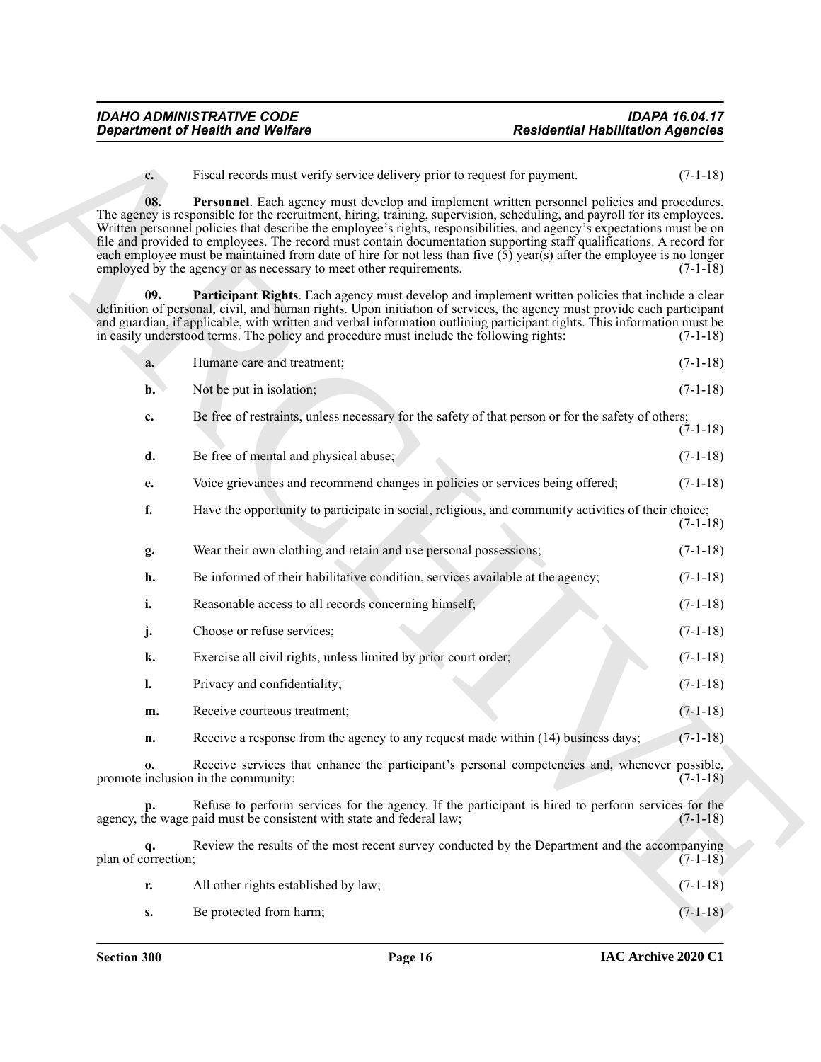**c.** Fiscal records must verify service delivery prior to request for payment. (7-1-18)

**08. Personnel**. Each agency must develop and implement written personnel policies and procedures. The agency is responsible for the recruitment, hiring, training, supervision, scheduling, and payroll for its employees. Written personnel policies that describe the employee's rights, responsibilities, and agency's expectations must be on file and provided to employees. The record must contain documentation supporting staff qualifications. A record for each employee must be maintained from date of hire for not less than five (5) year(s) after the employee is no longer employed by the agency or as necessary to meet other requirements. (7-1-18)

**09. Participant Rights**. Each agency must develop and implement written policies that include a clear definition of personal, civil, and human rights. Upon initiation of services, the agency must provide each participant and guardian, if applicable, with written and verbal information outlining participant rights. This information must be in easily understood terms. The policy and procedure must include the following rights: (7-1-18)

**a.** Humane care and treatment; (7-1-18)

**b.** Not be put in isolation; (7-1-18)

**c.** Be free of restraints, unless necessary for the safety of that person or for the safety of others; (7-1-18)

**d.** Be free of mental and physical abuse; (7-1-18)

**e.** Voice grievances and recommend changes in policies or services being offered; (7-1-18)

**f.** Have the opportunity to participate in social, religious, and community activities of their choice; (7-1-18)

**g.** Wear their own clothing and retain and use personal possessions; (7-1-18)

**h.** Be informed of their habilitative condition, services available at the agency; (7-1-18)

**i.** Reasonable access to all records concerning himself; (7-1-18)

**j.** Choose or refuse services; (7-1-18)

**k.** Exercise all civil rights, unless limited by prior court order; (7-1-18)

**l.** Privacy and confidentiality; (7-1-18)

**m.** Receive courteous treatment; (7-1-18)

**n.** Receive a response from the agency to any request made within (14) business days; (7-1-18)

**o.** Receive services that enhance the participant's personal competencies and, whenever possible, promote inclusion in the community; (7-1-18)

**p.** Refuse to perform services for the agency. If the participant is hired to perform services for the agency, the wage paid must be consistent with state and federal law; (7-1-18)

**q.** Review the results of the most recent survey conducted by the Department and the accompanying plan of correction; (7-1-18)

**r.** All other rights established by law; (7-1-18)

**s.** Be protected from harm; (7-1-18)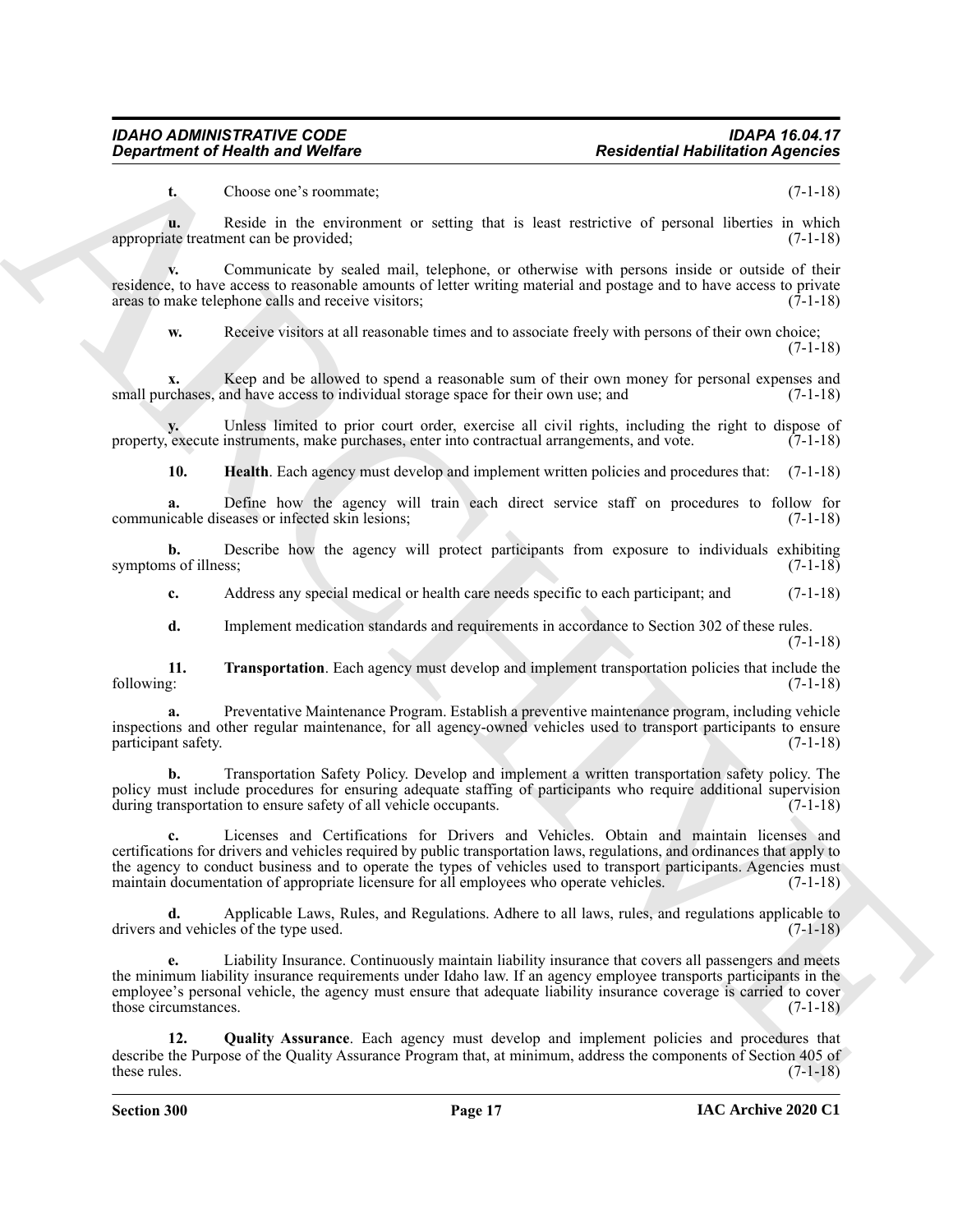**t.** Choose one's roommate; (7-1-18)

**u.** Reside in the environment or setting that is least restrictive of personal liberties in which appropriate treatment can be provided; (7-1-18)

**v.** Communicate by sealed mail, telephone, or otherwise with persons inside or outside of their residence, to have access to reasonable amounts of letter writing material and postage and to have access to private areas to make telephone calls and receive visitors; (7-1-18)

**w.** Receive visitors at all reasonable times and to associate freely with persons of their own choice; (7-1-18)

**x.** Keep and be allowed to spend a reasonable sum of their own money for personal expenses and small purchases, and have access to individual storage space for their own use; and (7-1-18)

**y.** Unless limited to prior court order, exercise all civil rights, including the right to dispose of property, execute instruments, make purchases, enter into contractual arrangements, and vote. (7-1-18)

**10. Health**. Each agency must develop and implement written policies and procedures that: (7-1-18)

**a.** Define how the agency will train each direct service staff on procedures to follow for communicable diseases or infected skin lesions; (7-1-18)

**b.** Describe how the agency will protect participants from exposure to individuals exhibiting symptoms of illness; (7-1-18)

**c.** Address any special medical or health care needs specific to each participant; and (7-1-18)

**d.** Implement medication standards and requirements in accordance to Section 302 of these rules. (7-1-18)

**11. Transportation**. Each agency must develop and implement transportation policies that include the following: (7-1-18)

**a.** Preventative Maintenance Program. Establish a preventive maintenance program, including vehicle inspections and other regular maintenance, for all agency-owned vehicles used to transport participants to ensure participant safety. (7-1-18)

**b.** Transportation Safety Policy. Develop and implement a written transportation safety policy. The policy must include procedures for ensuring adequate staffing of participants who require additional supervision during transportation to ensure safety of all vehicle occupants. (7-1-18)

**c.** Licenses and Certifications for Drivers and Vehicles. Obtain and maintain licenses and certifications for drivers and vehicles required by public transportation laws, regulations, and ordinances that apply to the agency to conduct business and to operate the types of vehicles used to transport participants. Agencies must maintain documentation of appropriate licensure for all employees who operate vehicles. (7-1-18)

**d.** Applicable Laws, Rules, and Regulations. Adhere to all laws, rules, and regulations applicable to drivers and vehicles of the type used. (7-1-18)

**e.** Liability Insurance. Continuously maintain liability insurance that covers all passengers and meets the minimum liability insurance requirements under Idaho law. If an agency employee transports participants in the employee's personal vehicle, the agency must ensure that adequate liability insurance coverage is carried to cover those circumstances. (7-1-18)

**12. Quality Assurance**. Each agency must develop and implement policies and procedures that describe the Purpose of the Quality Assurance Program that, at minimum, address the components of Section 405 of these rules. (7-1-18)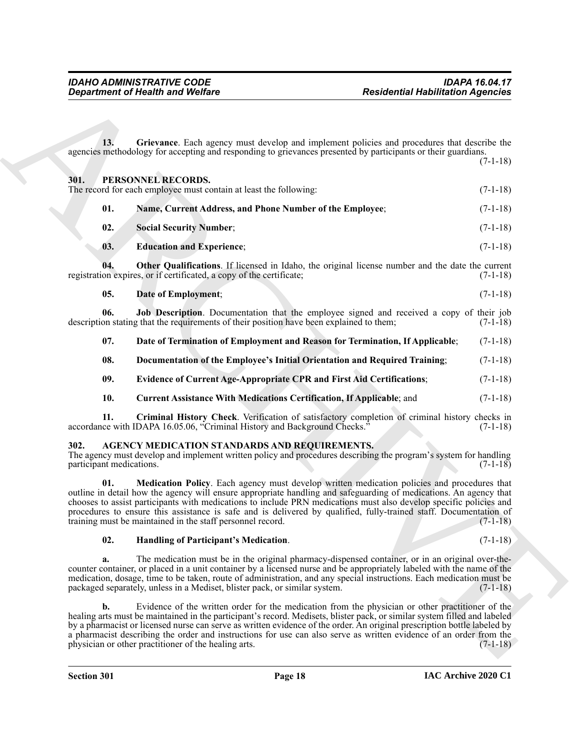**13. Grievance**. Each agency must develop and implement policies and procedures that describe the agencies methodology for accepting and responding to grievances presented by participants or their guardians. (7-1-18)

## 301. PERSONNEL RECORDS.

The record for each employee must contain at least the following: (7-1-18)

**01. Name, Current Address, and Phone Number of the Employee**; (7-1-18)

**02. Social Security Number**; (7-1-18)

**03. Education and Experience**; (7-1-18)

**04. Other Qualifications**. If licensed in Idaho, the original license number and the date the current registration expires, or if certificated, a copy of the certificate; (7-1-18)

**05. Date of Employment**; (7-1-18)

**06. Job Description**. Documentation that the employee signed and received a copy of their job description stating that the requirements of their position have been explained to them; (7-1-18)

**07. Date of Termination of Employment and Reason for Termination, If Applicable**; (7-1-18)

**08. Documentation of the Employee's Initial Orientation and Required Training**; (7-1-18)

**09. Evidence of Current Age-Appropriate CPR and First Aid Certifications**; (7-1-18)

**10. Current Assistance With Medications Certification, If Applicable**; and (7-1-18)

**11. Criminal History Check**. Verification of satisfactory completion of criminal history checks in accordance with IDAPA 16.05.06, "Criminal History and Background Checks." (7-1-18)

## 302. AGENCY MEDICATION STANDARDS AND REQUIREMENTS.

The agency must develop and implement written policy and procedures describing the program's system for handling participant medications. (7-1-18)

**01. Medication Policy**. Each agency must develop written medication policies and procedures that outline in detail how the agency will ensure appropriate handling and safeguarding of medications. An agency that chooses to assist participants with medications to include PRN medications must also develop specific policies and procedures to ensure this assistance is safe and is delivered by qualified, fully-trained staff. Documentation of training must be maintained in the staff personnel record. (7-1-18)

**02. Handling of Participant's Medication**. (7-1-18)

**a.** The medication must be in the original pharmacy-dispensed container, or in an original over-the-counter container, or placed in a unit container by a licensed nurse and be appropriately labeled with the name of the medication, dosage, time to be taken, route of administration, and any special instructions. Each medication must be packaged separately, unless in a Mediset, blister pack, or similar system. (7-1-18)

**b.** Evidence of the written order for the medication from the physician or other practitioner of the healing arts must be maintained in the participant's record. Medisets, blister pack, or similar system filled and labeled by a pharmacist or licensed nurse can serve as written evidence of the order. An original prescription bottle labeled by a pharmacist describing the order and instructions for use can also serve as written evidence of an order from the physician or other practitioner of the healing arts. (7-1-18)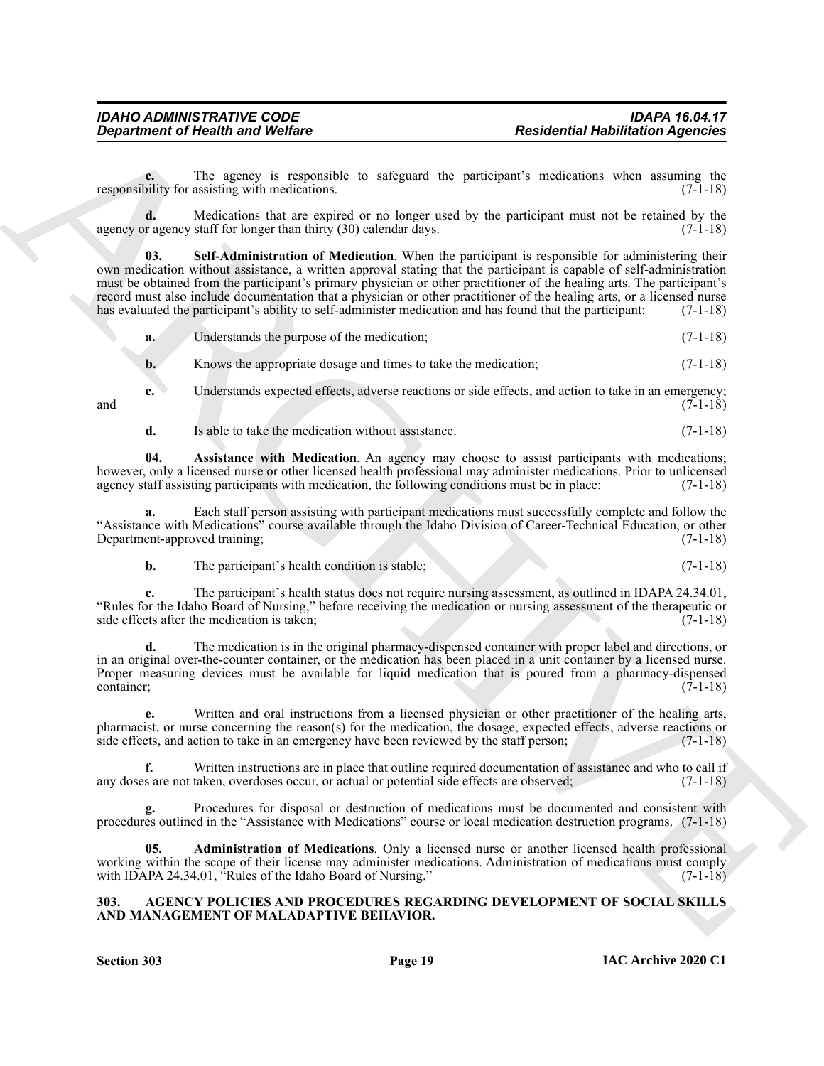**c.** The agency is responsible to safeguard the participant's medications when assuming the responsibility for assisting with medications. (7-1-18)

**d.** Medications that are expired or no longer used by the participant must not be retained by the agency or agency staff for longer than thirty (30) calendar days. (7-1-18)

**03. Self-Administration of Medication**. When the participant is responsible for administering their own medication without assistance, a written approval stating that the participant is capable of self-administration must be obtained from the participant's primary physician or other practitioner of the healing arts. The participant's record must also include documentation that a physician or other practitioner of the healing arts, or a licensed nurse has evaluated the participant's ability to self-administer medication and has found that the participant: (7-1-18)

**a.** Understands the purpose of the medication; (7-1-18)

**b.** Knows the appropriate dosage and times to take the medication; (7-1-18)

**c.** Understands expected effects, adverse reactions or side effects, and action to take in an emergency; and (7-1-18)

**d.** Is able to take the medication without assistance. (7-1-18)

**04. Assistance with Medication**. An agency may choose to assist participants with medications; however, only a licensed nurse or other licensed health professional may administer medications. Prior to unlicensed agency staff assisting participants with medication, the following conditions must be in place: (7-1-18)

**a.** Each staff person assisting with participant medications must successfully complete and follow the "Assistance with Medications" course available through the Idaho Division of Career-Technical Education, or other Department-approved training; (7-1-18)

**b.** The participant's health condition is stable; (7-1-18)

**c.** The participant's health status does not require nursing assessment, as outlined in IDAPA 24.34.01, "Rules for the Idaho Board of Nursing," before receiving the medication or nursing assessment of the therapeutic or side effects after the medication is taken; (7-1-18)

**d.** The medication is in the original pharmacy-dispensed container with proper label and directions, or in an original over-the-counter container, or the medication has been placed in a unit container by a licensed nurse. Proper measuring devices must be available for liquid medication that is poured from a pharmacy-dispensed container; (7-1-18)

**e.** Written and oral instructions from a licensed physician or other practitioner of the healing arts, pharmacist, or nurse concerning the reason(s) for the medication, the dosage, expected effects, adverse reactions or side effects, and action to take in an emergency have been reviewed by the staff person; (7-1-18)

**f.** Written instructions are in place that outline required documentation of assistance and who to call if any doses are not taken, overdoses occur, or actual or potential side effects are observed; (7-1-18)

**g.** Procedures for disposal or destruction of medications must be documented and consistent with procedures outlined in the "Assistance with Medications" course or local medication destruction programs. (7-1-18)

**05. Administration of Medications**. Only a licensed nurse or another licensed health professional working within the scope of their license may administer medications. Administration of medications must comply with IDAPA 24.34.01, "Rules of the Idaho Board of Nursing." (7-1-18)

## 303. AGENCY POLICIES AND PROCEDURES REGARDING DEVELOPMENT OF SOCIAL SKILLS AND MANAGEMENT OF MALADAPTIVE BEHAVIOR.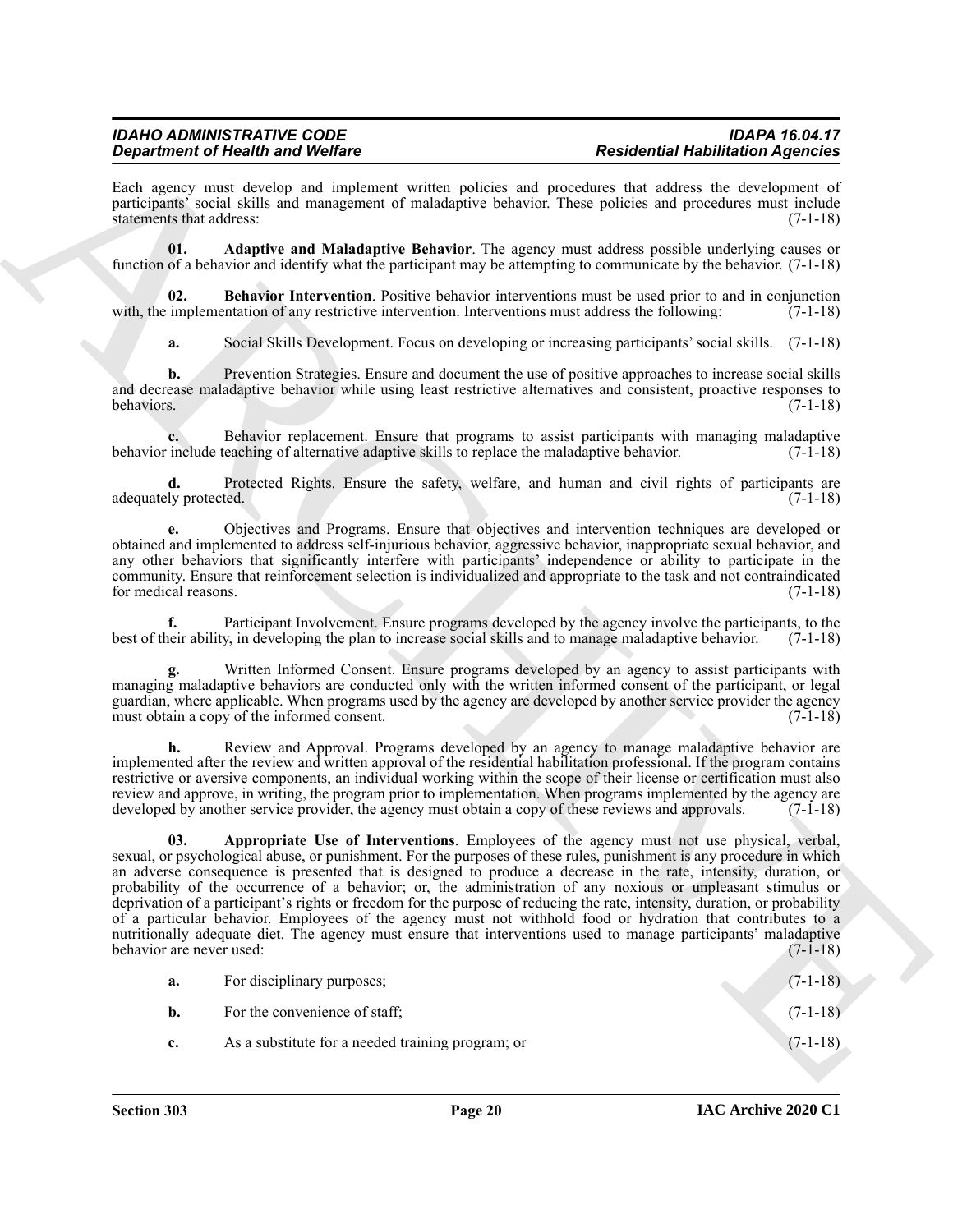Each agency must develop and implement written policies and procedures that address the development of participants' social skills and management of maladaptive behavior. These policies and procedures must include statements that address: (7-1-18)

**01. Adaptive and Maladaptive Behavior**. The agency must address possible underlying causes or function of a behavior and identify what the participant may be attempting to communicate by the behavior. (7-1-18)

**02. Behavior Intervention**. Positive behavior interventions must be used prior to and in conjunction with, the implementation of any restrictive intervention. Interventions must address the following: (7-1-18)

**a.** Social Skills Development. Focus on developing or increasing participants' social skills. (7-1-18)

**b.** Prevention Strategies. Ensure and document the use of positive approaches to increase social skills and decrease maladaptive behavior while using least restrictive alternatives and consistent, proactive responses to behaviors. (7-1-18)

**c.** Behavior replacement. Ensure that programs to assist participants with managing maladaptive behavior include teaching of alternative adaptive skills to replace the maladaptive behavior. (7-1-18)

**d.** Protected Rights. Ensure the safety, welfare, and human and civil rights of participants are adequately protected. (7-1-18)

**e.** Objectives and Programs. Ensure that objectives and intervention techniques are developed or obtained and implemented to address self-injurious behavior, aggressive behavior, inappropriate sexual behavior, and any other behaviors that significantly interfere with participants' independence or ability to participate in the community. Ensure that reinforcement selection is individualized and appropriate to the task and not contraindicated for medical reasons. (7-1-18)

**f.** Participant Involvement. Ensure programs developed by the agency involve the participants, to the best of their ability, in developing the plan to increase social skills and to manage maladaptive behavior. (7-1-18)

**g.** Written Informed Consent. Ensure programs developed by an agency to assist participants with managing maladaptive behaviors are conducted only with the written informed consent of the participant, or legal guardian, where applicable. When programs used by the agency are developed by another service provider the agency must obtain a copy of the informed consent. (7-1-18)

**h.** Review and Approval. Programs developed by an agency to manage maladaptive behavior are implemented after the review and written approval of the residential habilitation professional. If the program contains restrictive or aversive components, an individual working within the scope of their license or certification must also review and approve, in writing, the program prior to implementation. When programs implemented by the agency are developed by another service provider, the agency must obtain a copy of these reviews and approvals. (7-1-18)

**03. Appropriate Use of Interventions**. Employees of the agency must not use physical, verbal, sexual, or psychological abuse, or punishment. For the purposes of these rules, punishment is any procedure in which an adverse consequence is presented that is designed to produce a decrease in the rate, intensity, duration, or probability of the occurrence of a behavior; or, the administration of any noxious or unpleasant stimulus or deprivation of a participant's rights or freedom for the purpose of reducing the rate, intensity, duration, or probability of a particular behavior. Employees of the agency must not withhold food or hydration that contributes to a nutritionally adequate diet. The agency must ensure that interventions used to manage participants' maladaptive behavior are never used: (7-1-18)

**a.** For disciplinary purposes; (7-1-18)

**b.** For the convenience of staff; (7-1-18)

**c.** As a substitute for a needed training program; or (7-1-18)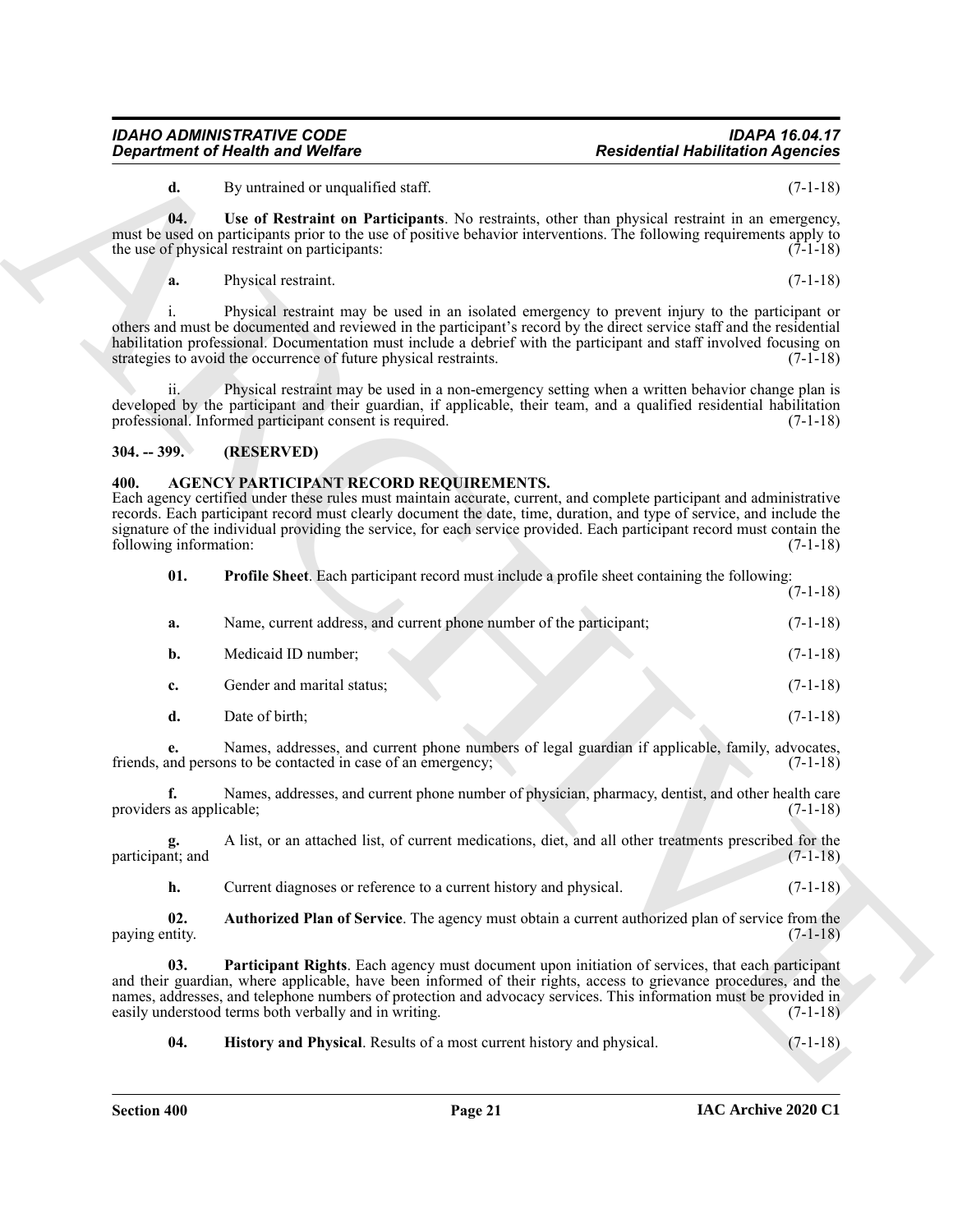**d.** By untrained or unqualified staff. (7-1-18)

**04. Use of Restraint on Participants**. No restraints, other than physical restraint in an emergency, must be used on participants prior to the use of positive behavior interventions. The following requirements apply to the use of physical restraint on participants: (7-1-18)

**a.** Physical restraint. (7-1-18)

i. Physical restraint may be used in an isolated emergency to prevent injury to the participant or others and must be documented and reviewed in the participant's record by the direct service staff and the residential habilitation professional. Documentation must include a debrief with the participant and staff involved focusing on strategies to avoid the occurrence of future physical restraints. (7-1-18)

ii. Physical restraint may be used in a non-emergency setting when a written behavior change plan is developed by the participant and their guardian, if applicable, their team, and a qualified residential habilitation professional. Informed participant consent is required. (7-1-18)

## 304. -- 399. (RESERVED)

## 400. AGENCY PARTICIPANT RECORD REQUIREMENTS.

Each agency certified under these rules must maintain accurate, current, and complete participant and administrative records. Each participant record must clearly document the date, time, duration, and type of service, and include the signature of the individual providing the service, for each service provided. Each participant record must contain the following information: (7-1-18)

**01. Profile Sheet**. Each participant record must include a profile sheet containing the following: (7-1-18)

**a.** Name, current address, and current phone number of the participant; (7-1-18)

**b.** Medicaid ID number; (7-1-18)

**c.** Gender and marital status; (7-1-18)

**d.** Date of birth; (7-1-18)

**e.** Names, addresses, and current phone numbers of legal guardian if applicable, family, advocates, friends, and persons to be contacted in case of an emergency; (7-1-18)

**f.** Names, addresses, and current phone number of physician, pharmacy, dentist, and other health care providers as applicable; (7-1-18)

**g.** A list, or an attached list, of current medications, diet, and all other treatments prescribed for the participant; and (7-1-18)

**h.** Current diagnoses or reference to a current history and physical. (7-1-18)

**02. Authorized Plan of Service**. The agency must obtain a current authorized plan of service from the paying entity. (7-1-18)

**03. Participant Rights**. Each agency must document upon initiation of services, that each participant and their guardian, where applicable, have been informed of their rights, access to grievance procedures, and the names, addresses, and telephone numbers of protection and advocacy services. This information must be provided in easily understood terms both verbally and in writing. (7-1-18)

**04. History and Physical**. Results of a most current history and physical. (7-1-18)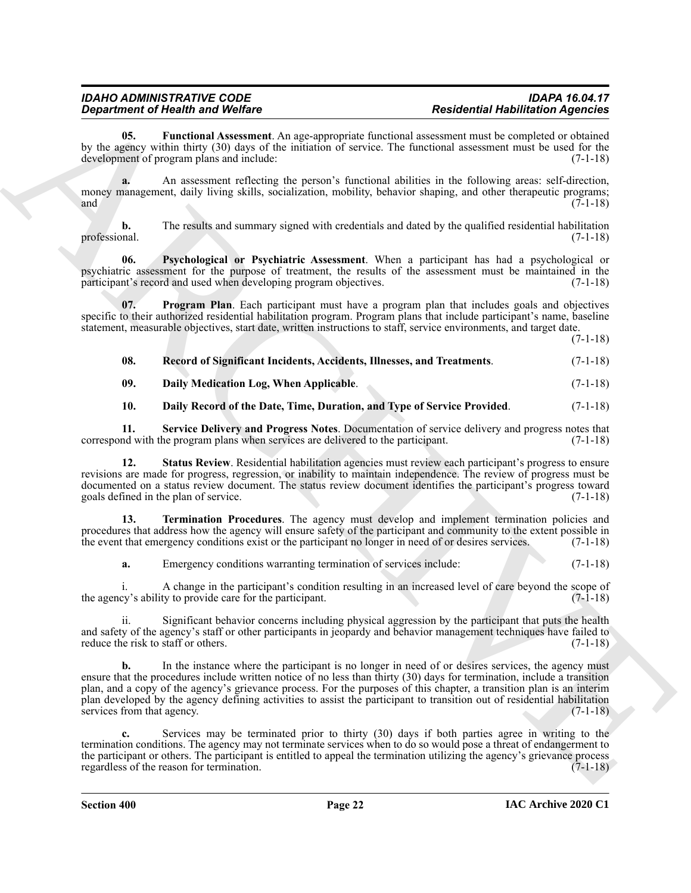**05. Functional Assessment**. An age-appropriate functional assessment must be completed or obtained by the agency within thirty (30) days of the initiation of service. The functional assessment must be used for the development of program plans and include: (7-1-18)

**a.** An assessment reflecting the person's functional abilities in the following areas: self-direction, money management, daily living skills, socialization, mobility, behavior shaping, and other therapeutic programs; and (7-1-18)

**b.** The results and summary signed with credentials and dated by the qualified residential habilitation professional. (7-1-18)

**06. Psychological or Psychiatric Assessment**. When a participant has had a psychological or psychiatric assessment for the purpose of treatment, the results of the assessment must be maintained in the participant's record and used when developing program objectives. (7-1-18)

**07. Program Plan**. Each participant must have a program plan that includes goals and objectives specific to their authorized residential habilitation program. Program plans that include participant's name, baseline statement, measurable objectives, start date, written instructions to staff, service environments, and target date. (7-1-18)

**08. Record of Significant Incidents, Accidents, Illnesses, and Treatments**. (7-1-18)

**09. Daily Medication Log, When Applicable**. (7-1-18)

**10. Daily Record of the Date, Time, Duration, and Type of Service Provided**. (7-1-18)

**11. Service Delivery and Progress Notes**. Documentation of service delivery and progress notes that correspond with the program plans when services are delivered to the participant. (7-1-18)

**12. Status Review**. Residential habilitation agencies must review each participant's progress to ensure revisions are made for progress, regression, or inability to maintain independence. The review of progress must be documented on a status review document. The status review document identifies the participant's progress toward goals defined in the plan of service. (7-1-18)

**13. Termination Procedures**. The agency must develop and implement termination policies and procedures that address how the agency will ensure safety of the participant and community to the extent possible in the event that emergency conditions exist or the participant no longer in need of or desires services. (7-1-18)

**a.** Emergency conditions warranting termination of services include: (7-1-18)

i. A change in the participant's condition resulting in an increased level of care beyond the scope of the agency's ability to provide care for the participant. (7-1-18)

ii. Significant behavior concerns including physical aggression by the participant that puts the health and safety of the agency's staff or other participants in jeopardy and behavior management techniques have failed to reduce the risk to staff or others. (7-1-18)

**b.** In the instance where the participant is no longer in need of or desires services, the agency must ensure that the procedures include written notice of no less than thirty (30) days for termination, include a transition plan, and a copy of the agency's grievance process. For the purposes of this chapter, a transition plan is an interim plan developed by the agency defining activities to assist the participant to transition out of residential habilitation services from that agency. (7-1-18)

**c.** Services may be terminated prior to thirty (30) days if both parties agree in writing to the termination conditions. The agency may not terminate services when to do so would pose a threat of endangerment to the participant or others. The participant is entitled to appeal the termination utilizing the agency's grievance process regardless of the reason for termination. (7-1-18)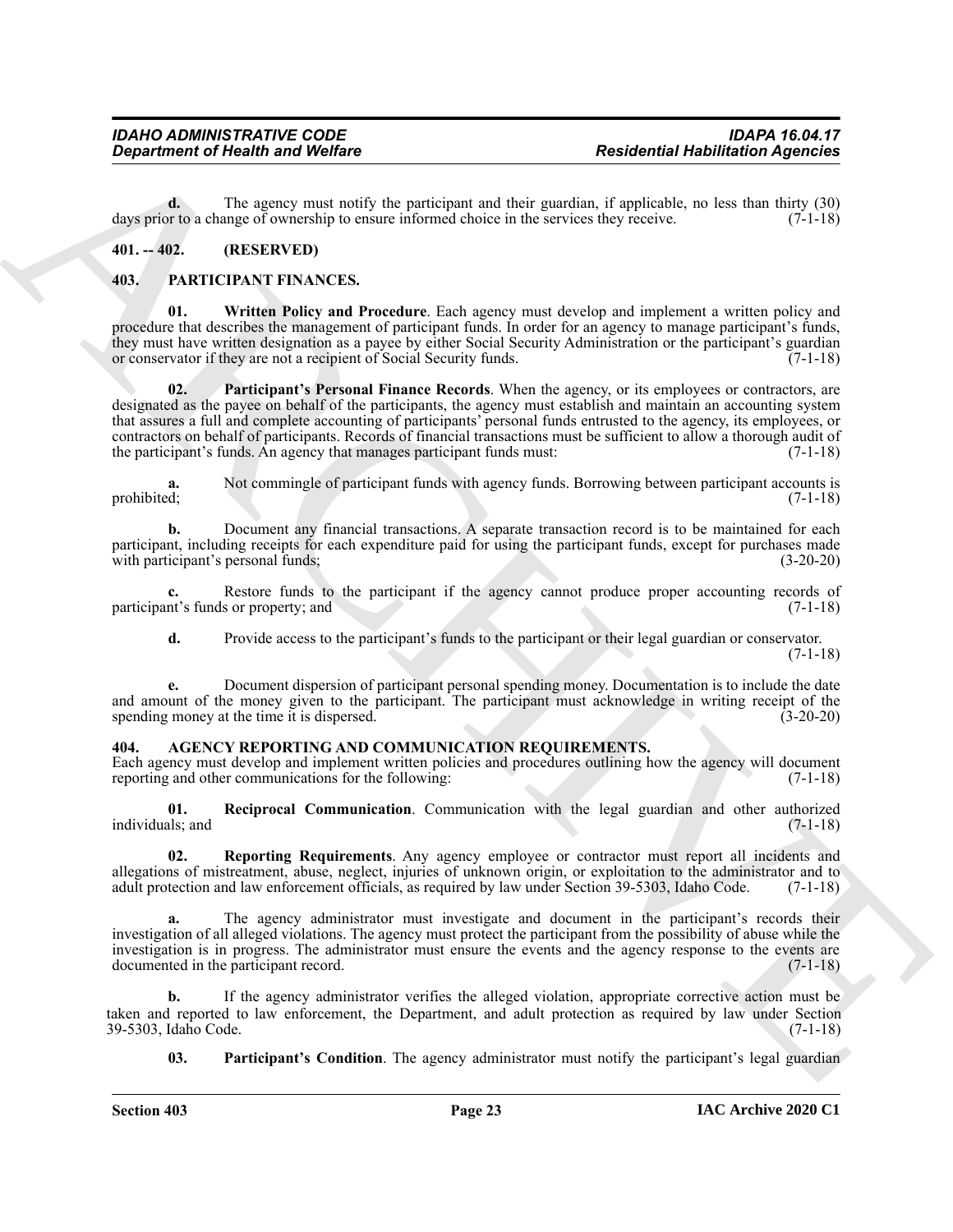**d.** The agency must notify the participant and their guardian, if applicable, no less than thirty (30) days prior to a change of ownership to ensure informed choice in the services they receive. (7-1-18)

## 401. -- 402. (RESERVED)

## 403. PARTICIPANT FINANCES.

**01. Written Policy and Procedure**. Each agency must develop and implement a written policy and procedure that describes the management of participant funds. In order for an agency to manage participant's funds, they must have written designation as a payee by either Social Security Administration or the participant's guardian or conservator if they are not a recipient of Social Security funds. (7-1-18)

**02. Participant's Personal Finance Records**. When the agency, or its employees or contractors, are designated as the payee on behalf of the participants, the agency must establish and maintain an accounting system that assures a full and complete accounting of participants' personal funds entrusted to the agency, its employees, or contractors on behalf of participants. Records of financial transactions must be sufficient to allow a thorough audit of the participant's funds. An agency that manages participant funds must: (7-1-18)

**a.** Not commingle of participant funds with agency funds. Borrowing between participant accounts is prohibited; (7-1-18)

**b.** Document any financial transactions. A separate transaction record is to be maintained for each participant, including receipts for each expenditure paid for using the participant funds, except for purchases made with participant's personal funds; (3-20-20)

**c.** Restore funds to the participant if the agency cannot produce proper accounting records of participant's funds or property; and (7-1-18)

**d.** Provide access to the participant's funds to the participant or their legal guardian or conservator. (7-1-18)

**e.** Document dispersion of participant personal spending money. Documentation is to include the date and amount of the money given to the participant. The participant must acknowledge in writing receipt of the spending money at the time it is dispersed. (3-20-20)

## 404. AGENCY REPORTING AND COMMUNICATION REQUIREMENTS.

Each agency must develop and implement written policies and procedures outlining how the agency will document reporting and other communications for the following: (7-1-18)

**01. Reciprocal Communication**. Communication with the legal guardian and other authorized individuals; and (7-1-18)

**02. Reporting Requirements**. Any agency employee or contractor must report all incidents and allegations of mistreatment, abuse, neglect, injuries of unknown origin, or exploitation to the administrator and to adult protection and law enforcement officials, as required by law under Section 39-5303, Idaho Code. (7-1-18)

**a.** The agency administrator must investigate and document in the participant's records their investigation of all alleged violations. The agency must protect the participant from the possibility of abuse while the investigation is in progress. The administrator must ensure the events and the agency response to the events are documented in the participant record. (7-1-18)

**b.** If the agency administrator verifies the alleged violation, appropriate corrective action must be taken and reported to law enforcement, the Department, and adult protection as required by law under Section 39-5303, Idaho Code. (7-1-18)

**03. Participant's Condition**. The agency administrator must notify the participant's legal guardian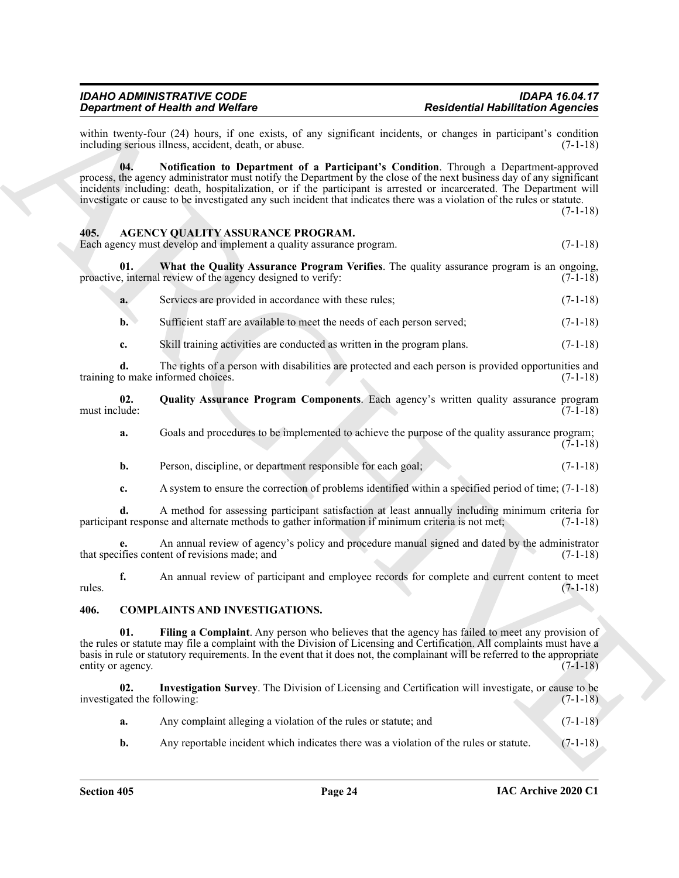within twenty-four (24) hours, if one exists, of any significant incidents, or changes in participant's condition including serious illness, accident, death, or abuse. (7-1-18)

**04. Notification to Department of a Participant's Condition**. Through a Department-approved process, the agency administrator must notify the Department by the close of the next business day of any significant incidents including: death, hospitalization, or if the participant is arrested or incarcerated. The Department will investigate or cause to be investigated any such incident that indicates there was a violation of the rules or statute. (7-1-18)

## 405. AGENCY QUALITY ASSURANCE PROGRAM.

Each agency must develop and implement a quality assurance program. (7-1-18)

**01. What the Quality Assurance Program Verifies**. The quality assurance program is an ongoing, proactive, internal review of the agency designed to verify: (7-1-18)

**a.** Services are provided in accordance with these rules; (7-1-18)

**b.** Sufficient staff are available to meet the needs of each person served; (7-1-18)

**c.** Skill training activities are conducted as written in the program plans. (7-1-18)

**d.** The rights of a person with disabilities are protected and each person is provided opportunities and training to make informed choices. (7-1-18)

**02. Quality Assurance Program Components**. Each agency's written quality assurance program must include: (7-1-18)

**a.** Goals and procedures to be implemented to achieve the purpose of the quality assurance program; (7-1-18)

**b.** Person, discipline, or department responsible for each goal; (7-1-18)

**c.** A system to ensure the correction of problems identified within a specified period of time; (7-1-18)

**d.** A method for assessing participant satisfaction at least annually including minimum criteria for participant response and alternate methods to gather information if minimum criteria is not met; (7-1-18)

**e.** An annual review of agency's policy and procedure manual signed and dated by the administrator that specifies content of revisions made; and (7-1-18)

**f.** An annual review of participant and employee records for complete and current content to meet rules. (7-1-18)

## 406. COMPLAINTS AND INVESTIGATIONS.

**01. Filing a Complaint**. Any person who believes that the agency has failed to meet any provision of the rules or statute may file a complaint with the Division of Licensing and Certification. All complaints must have a basis in rule or statutory requirements. In the event that it does not, the complainant will be referred to the appropriate entity or agency. (7-1-18)

**02. Investigation Survey**. The Division of Licensing and Certification will investigate, or cause to be investigated the following: (7-1-18)

**a.** Any complaint alleging a violation of the rules or statute; and (7-1-18)

**b.** Any reportable incident which indicates there was a violation of the rules or statute. (7-1-18)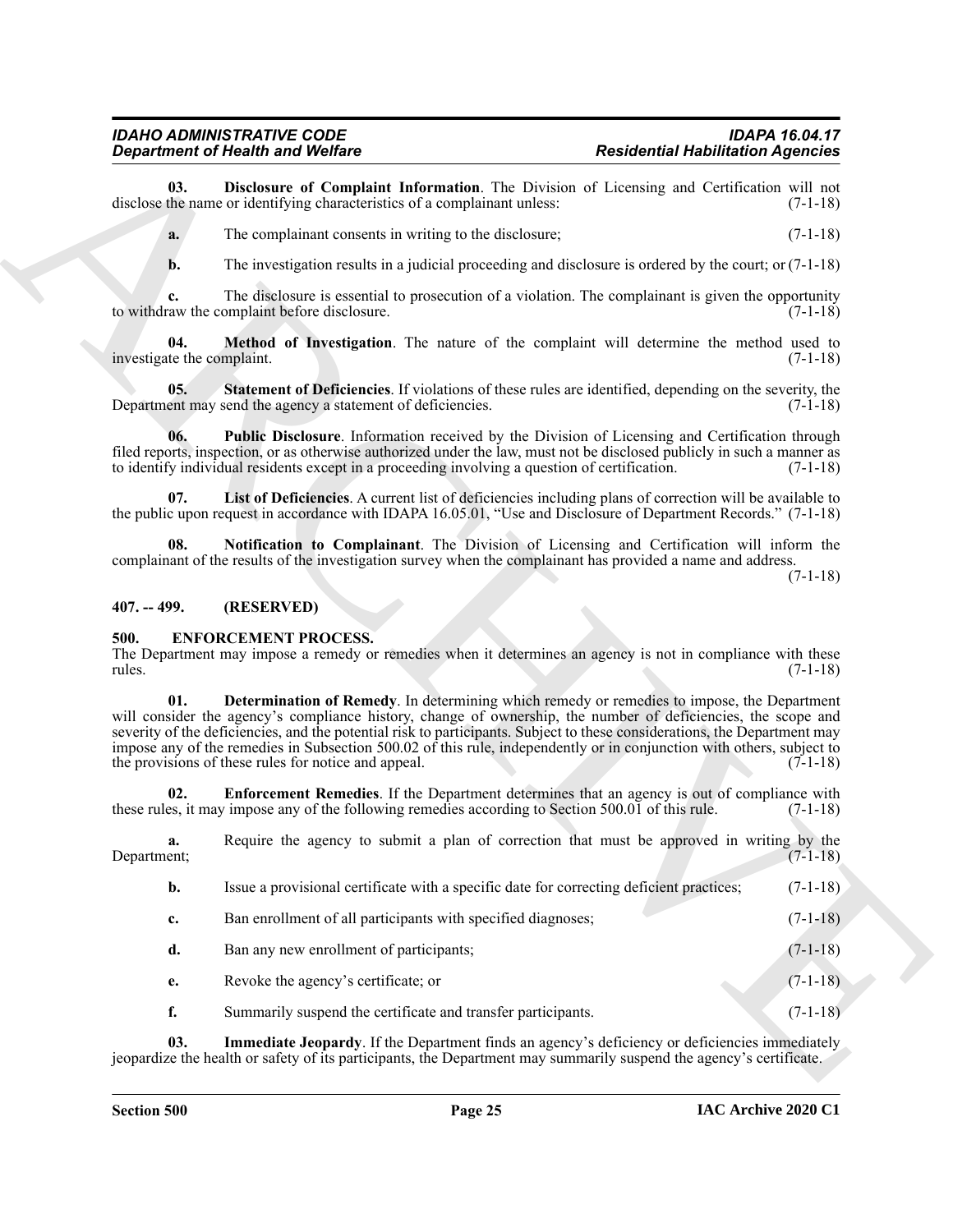**03. Disclosure of Complaint Information**. The Division of Licensing and Certification will not disclose the name or identifying characteristics of a complainant unless: (7-1-18)

**a.** The complainant consents in writing to the disclosure; (7-1-18)

**b.** The investigation results in a judicial proceeding and disclosure is ordered by the court; or (7-1-18)

**c.** The disclosure is essential to prosecution of a violation. The complainant is given the opportunity to withdraw the complaint before disclosure. (7-1-18)

**04. Method of Investigation**. The nature of the complaint will determine the method used to investigate the complaint. (7-1-18)

**05. Statement of Deficiencies**. If violations of these rules are identified, depending on the severity, the Department may send the agency a statement of deficiencies. (7-1-18)

**06. Public Disclosure**. Information received by the Division of Licensing and Certification through filed reports, inspection, or as otherwise authorized under the law, must not be disclosed publicly in such a manner as to identify individual residents except in a proceeding involving a question of certification. (7-1-18)

**07. List of Deficiencies**. A current list of deficiencies including plans of correction will be available to the public upon request in accordance with IDAPA 16.05.01, "Use and Disclosure of Department Records." (7-1-18)

**08. Notification to Complainant**. The Division of Licensing and Certification will inform the complainant of the results of the investigation survey when the complainant has provided a name and address. (7-1-18)

## 407. -- 499. (RESERVED)

## 500. ENFORCEMENT PROCESS.

The Department may impose a remedy or remedies when it determines an agency is not in compliance with these rules. (7-1-18)

**01. Determination of Remedy**. In determining which remedy or remedies to impose, the Department will consider the agency's compliance history, change of ownership, the number of deficiencies, the scope and severity of the deficiencies, and the potential risk to participants. Subject to these considerations, the Department may impose any of the remedies in Subsection 500.02 of this rule, independently or in conjunction with others, subject to the provisions of these rules for notice and appeal. (7-1-18)

**02. Enforcement Remedies**. If the Department determines that an agency is out of compliance with these rules, it may impose any of the following remedies according to Section 500.01 of this rule. (7-1-18)

**a.** Require the agency to submit a plan of correction that must be approved in writing by the Department; (7-1-18)

**b.** Issue a provisional certificate with a specific date for correcting deficient practices; (7-1-18)

**c.** Ban enrollment of all participants with specified diagnoses; (7-1-18)

**d.** Ban any new enrollment of participants; (7-1-18)

**e.** Revoke the agency's certificate; or (7-1-18)

**f.** Summarily suspend the certificate and transfer participants. (7-1-18)

**03. Immediate Jeopardy**. If the Department finds an agency's deficiency or deficiencies immediately jeopardize the health or safety of its participants, the Department may summarily suspend the agency's certificate.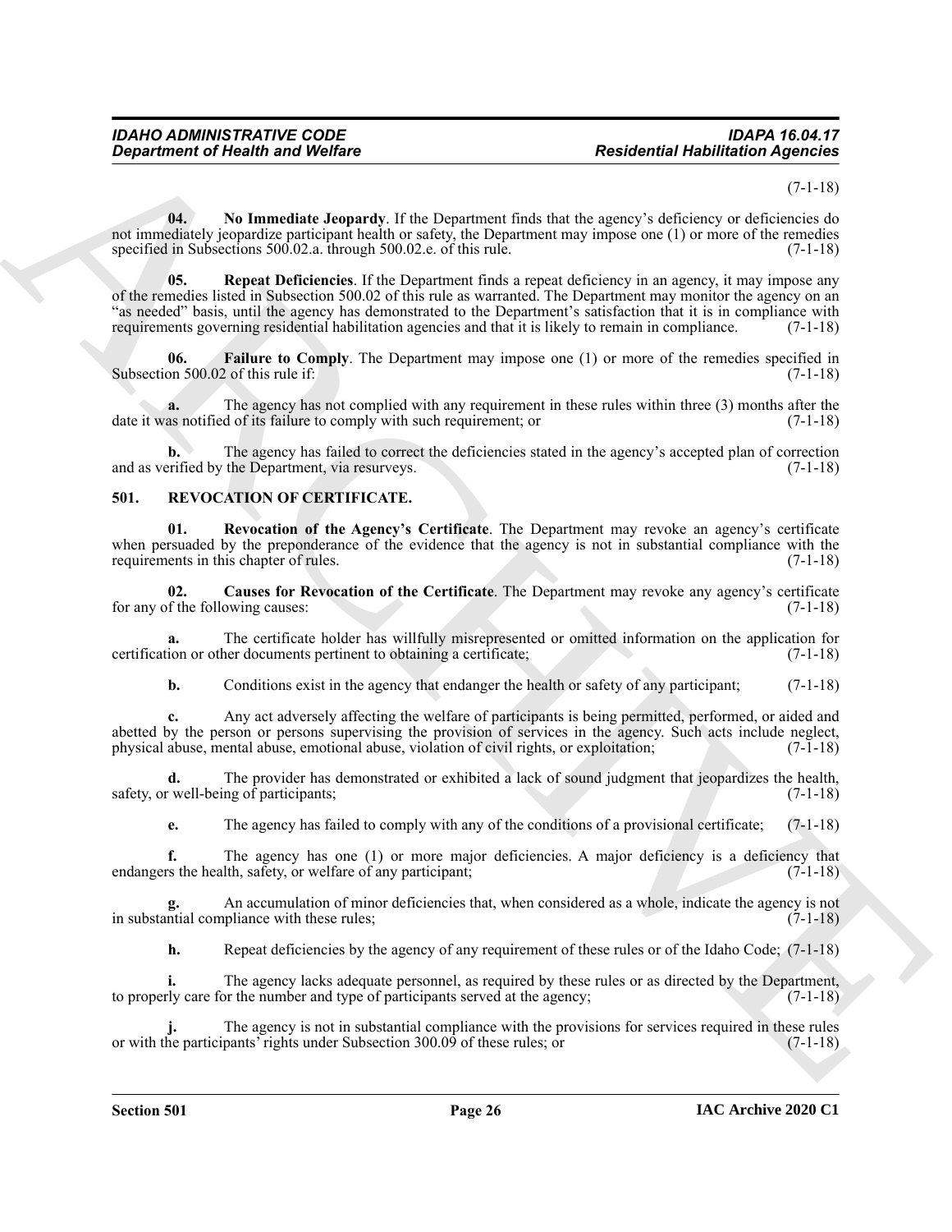(7-1-18)

**04. No Immediate Jeopardy**. If the Department finds that the agency's deficiency or deficiencies do not immediately jeopardize participant health or safety, the Department may impose one (1) or more of the remedies specified in Subsections 500.02.a. through 500.02.e. of this rule. (7-1-18)

**05. Repeat Deficiencies**. If the Department finds a repeat deficiency in an agency, it may impose any of the remedies listed in Subsection 500.02 of this rule as warranted. The Department may monitor the agency on an "as needed" basis, until the agency has demonstrated to the Department's satisfaction that it is in compliance with requirements governing residential habilitation agencies and that it is likely to remain in compliance. (7-1-18)

**06. Failure to Comply**. The Department may impose one (1) or more of the remedies specified in Subsection 500.02 of this rule if: (7-1-18)

**a.** The agency has not complied with any requirement in these rules within three (3) months after the date it was notified of its failure to comply with such requirement; or (7-1-18)

**b.** The agency has failed to correct the deficiencies stated in the agency's accepted plan of correction and as verified by the Department, via resurveys. (7-1-18)

## 501. REVOCATION OF CERTIFICATE.

**01. Revocation of the Agency's Certificate**. The Department may revoke an agency's certificate when persuaded by the preponderance of the evidence that the agency is not in substantial compliance with the requirements in this chapter of rules. (7-1-18)

**02. Causes for Revocation of the Certificate**. The Department may revoke any agency's certificate for any of the following causes: (7-1-18)

**a.** The certificate holder has willfully misrepresented or omitted information on the application for certification or other documents pertinent to obtaining a certificate; (7-1-18)

**b.** Conditions exist in the agency that endanger the health or safety of any participant; (7-1-18)

**c.** Any act adversely affecting the welfare of participants is being permitted, performed, or aided and abetted by the person or persons supervising the provision of services in the agency. Such acts include neglect, physical abuse, mental abuse, emotional abuse, violation of civil rights, or exploitation; (7-1-18)

**d.** The provider has demonstrated or exhibited a lack of sound judgment that jeopardizes the health, safety, or well-being of participants; (7-1-18)

**e.** The agency has failed to comply with any of the conditions of a provisional certificate; (7-1-18)

**f.** The agency has one (1) or more major deficiencies. A major deficiency is a deficiency that endangers the health, safety, or welfare of any participant; (7-1-18)

**g.** An accumulation of minor deficiencies that, when considered as a whole, indicate the agency is not in substantial compliance with these rules; (7-1-18)

**h.** Repeat deficiencies by the agency of any requirement of these rules or of the Idaho Code; (7-1-18)

**i.** The agency lacks adequate personnel, as required by these rules or as directed by the Department, to properly care for the number and type of participants served at the agency; (7-1-18)

**j.** The agency is not in substantial compliance with the provisions for services required in these rules or with the participants' rights under Subsection 300.09 of these rules; or (7-1-18)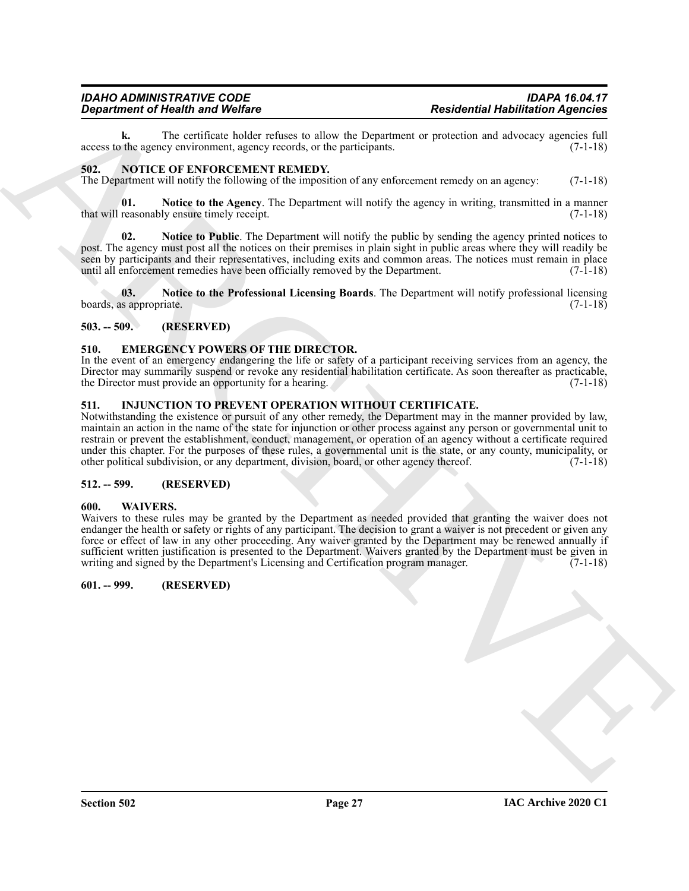**k.** The certificate holder refuses to allow the Department or protection and advocacy agencies full access to the agency environment, agency records, or the participants. (7-1-18)

## 502. NOTICE OF ENFORCEMENT REMEDY.

The Department will notify the following of the imposition of any enforcement remedy on an agency: (7-1-18)

**01. Notice to the Agency**. The Department will notify the agency in writing, transmitted in a manner that will reasonably ensure timely receipt. (7-1-18)

**02. Notice to Public**. The Department will notify the public by sending the agency printed notices to post. The agency must post all the notices on their premises in plain sight in public areas where they will readily be seen by participants and their representatives, including exits and common areas. The notices must remain in place until all enforcement remedies have been officially removed by the Department. (7-1-18)

**03. Notice to the Professional Licensing Boards**. The Department will notify professional licensing boards, as appropriate. (7-1-18)

## 503. -- 509. (RESERVED)

## 510. EMERGENCY POWERS OF THE DIRECTOR.

In the event of an emergency endangering the life or safety of a participant receiving services from an agency, the Director may summarily suspend or revoke any residential habilitation certificate. As soon thereafter as practicable, the Director must provide an opportunity for a hearing. (7-1-18)

## 511. INJUNCTION TO PREVENT OPERATION WITHOUT CERTIFICATE.

Notwithstanding the existence or pursuit of any other remedy, the Department may in the manner provided by law, maintain an action in the name of the state for injunction or other process against any person or governmental unit to restrain or prevent the establishment, conduct, management, or operation of an agency without a certificate required under this chapter. For the purposes of these rules, a governmental unit is the state, or any county, municipality, or other political subdivision, or any department, division, board, or other agency thereof. (7-1-18)

## 512. -- 599. (RESERVED)

## 600. WAIVERS.

Waivers to these rules may be granted by the Department as needed provided that granting the waiver does not endanger the health or safety or rights of any participant. The decision to grant a waiver is not precedent or given any force or effect of law in any other proceeding. Any waiver granted by the Department may be renewed annually if sufficient written justification is presented to the Department. Waivers granted by the Department must be given in writing and signed by the Department's Licensing and Certification program manager. (7-1-18)

## 601. -- 999. (RESERVED)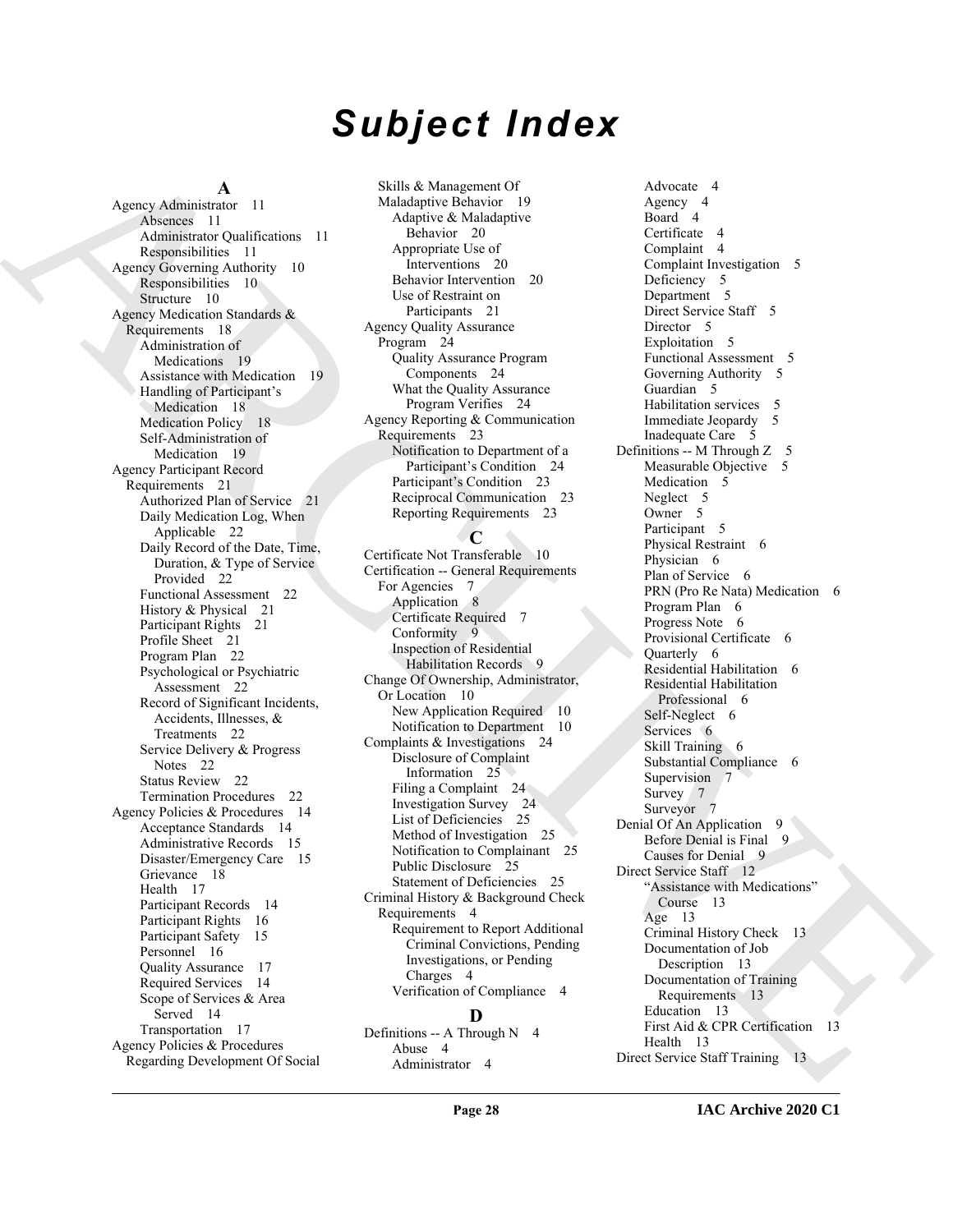# Subject Index

**A**

Agency Administrator 11
- Absences 11
- Administrator Qualifications 11
- Responsibilities 11

Agency Governing Authority 10
- Responsibilities 10
- Structure 10

Agency Medication Standards & Requirements 18
- Administration of Medications 19
- Assistance with Medication 19
- Handling of Participant's Medication 18
- Medication Policy 18
- Self-Administration of Medication 19

Agency Participant Record Requirements 21
- Authorized Plan of Service 21
- Daily Medication Log, When Applicable 22
- Daily Record of the Date, Time, Duration, & Type of Service Provided 22
- Functional Assessment 22
- History & Physical 21
- Participant Rights 21
- Profile Sheet 21
- Program Plan 22
- Psychological or Psychiatric Assessment 22
- Record of Significant Incidents, Accidents, Illnesses, & Treatments 22
- Service Delivery & Progress Notes 22
- Status Review 22
- Termination Procedures 22

Agency Policies & Procedures 14
- Acceptance Standards 14
- Administrative Records 15
- Disaster/Emergency Care 15
- Grievance 18
- Health 17
- Participant Records 14
- Participant Rights 16
- Participant Safety 15
- Personnel 16
- Quality Assurance 17
- Required Services 14
- Scope of Services & Area Served 14
- Transportation 17

Agency Policies & Procedures Regarding Development Of Social Skills & Management Of Maladaptive Behavior 19
- Adaptive & Maladaptive Behavior 20
- Appropriate Use of Interventions 20
- Behavior Intervention 20
- Use of Restraint on Participants 21

Agency Quality Assurance Program 24
- Quality Assurance Program Components 24
- What the Quality Assurance Program Verifies 24

Agency Reporting & Communication Requirements 23
- Notification to Department of a Participant's Condition 24
- Participant's Condition 23
- Reciprocal Communication 23
- Reporting Requirements 23

**C**

Certificate Not Transferable 10

Certification -- General Requirements For Agencies 7
- Application 8
- Certificate Required 7
- Conformity 9
- Inspection of Residential Habilitation Records 9

Change Of Ownership, Administrator, Or Location 10
- New Application Required 10
- Notification to Department 10

Complaints & Investigations 24
- Disclosure of Complaint Information 25
- Filing a Complaint 24
- Investigation Survey 24
- List of Deficiencies 25
- Method of Investigation 25
- Notification to Complainant 25
- Public Disclosure 25
- Statement of Deficiencies 25

Criminal History & Background Check Requirements 4
- Requirement to Report Additional Criminal Convictions, Pending Investigations, or Pending Charges 4
- Verification of Compliance 4

**D**

Definitions -- A Through N 4
- Abuse 4
- Administrator 4
- Advocate 4
- Agency 4
- Board 4
- Certificate 4
- Complaint 4
- Complaint Investigation 5
- Deficiency 5
- Department 5
- Direct Service Staff 5
- Director 5
- Exploitation 5
- Functional Assessment 5
- Governing Authority 5
- Guardian 5
- Habilitation services 5
- Immediate Jeopardy 5
- Inadequate Care 5

Definitions -- M Through Z 5
- Measurable Objective 5
- Medication 5
- Neglect 5
- Owner 5
- Participant 5
- Physical Restraint 6
- Physician 6
- Plan of Service 6
- PRN (Pro Re Nata) Medication 6
- Program Plan 6
- Progress Note 6
- Provisional Certificate 6
- Quarterly 6
- Residential Habilitation 6
- Residential Habilitation Professional 6
- Self-Neglect 6
- Services 6
- Skill Training 6
- Substantial Compliance 6
- Supervision 7
- Survey 7
- Surveyor 7

Denial Of An Application 9
- Before Denial is Final 9
- Causes for Denial 9

Direct Service Staff 12
- "Assistance with Medications" Course 13
- Age 13
- Criminal History Check 13
- Documentation of Job Description 13
- Documentation of Training Requirements 13
- Education 13
- First Aid & CPR Certification 13
- Health 13

Direct Service Staff Training 13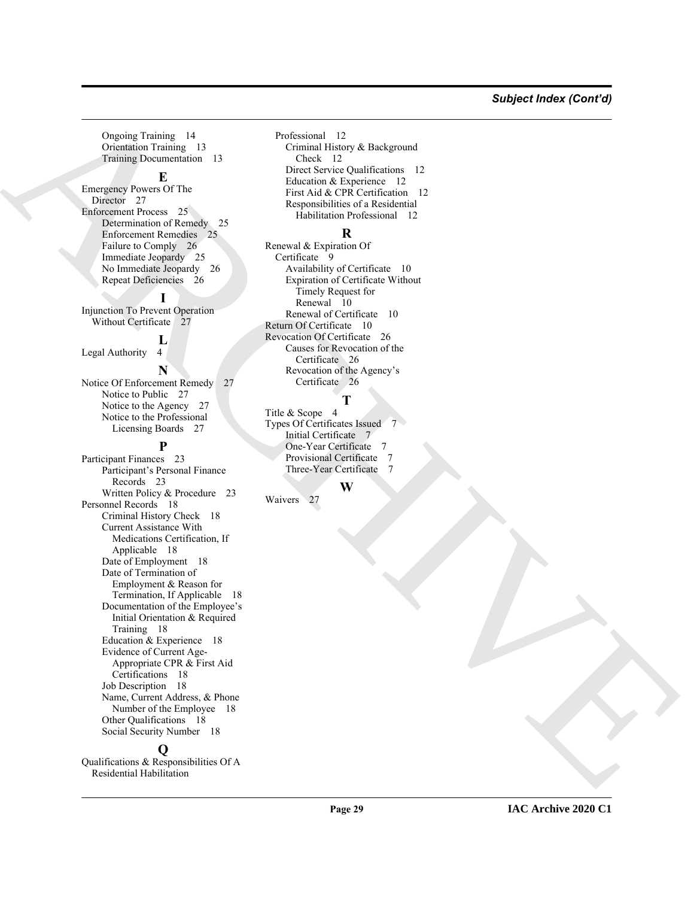## Subject Index (Cont'd)

Ongoing Training 14
Orientation Training 13
Training Documentation 13

**E**

Emergency Powers Of The Director 27
Enforcement Process 25
Determination of Remedy 25
Enforcement Remedies 25
Failure to Comply 26
Immediate Jeopardy 25
No Immediate Jeopardy 26
Repeat Deficiencies 26

**I**

Injunction To Prevent Operation Without Certificate 27

**L**

Legal Authority 4

**N**

Notice Of Enforcement Remedy 27
Notice to Public 27
Notice to the Agency 27
Notice to the Professional Licensing Boards 27

**P**

Participant Finances 23
Participant's Personal Finance Records 23
Written Policy & Procedure 23
Personnel Records 18
Criminal History Check 18
Current Assistance With Medications Certification, If Applicable 18
Date of Employment 18
Date of Termination of Employment & Reason for Termination, If Applicable 18
Documentation of the Employee's Initial Orientation & Required Training 18
Education & Experience 18
Evidence of Current Age-Appropriate CPR & First Aid Certifications 18
Job Description 18
Name, Current Address, & Phone Number of the Employee 18
Other Qualifications 18
Social Security Number 18

**Q**

Qualifications & Responsibilities Of A Residential Habilitation Professional 12
Criminal History & Background Check 12
Direct Service Qualifications 12
Education & Experience 12
First Aid & CPR Certification 12
Responsibilities of a Residential Habilitation Professional 12

**R**

Renewal & Expiration Of Certificate 9
Availability of Certificate 10
Expiration of Certificate Without Timely Request for Renewal 10
Renewal of Certificate 10
Return Of Certificate 10
Revocation Of Certificate 26
Causes for Revocation of the Certificate 26
Revocation of the Agency's Certificate 26

**T**

Title & Scope 4
Types Of Certificates Issued 7
Initial Certificate 7
One-Year Certificate 7
Provisional Certificate 7
Three-Year Certificate 7

**W**

Waivers 27